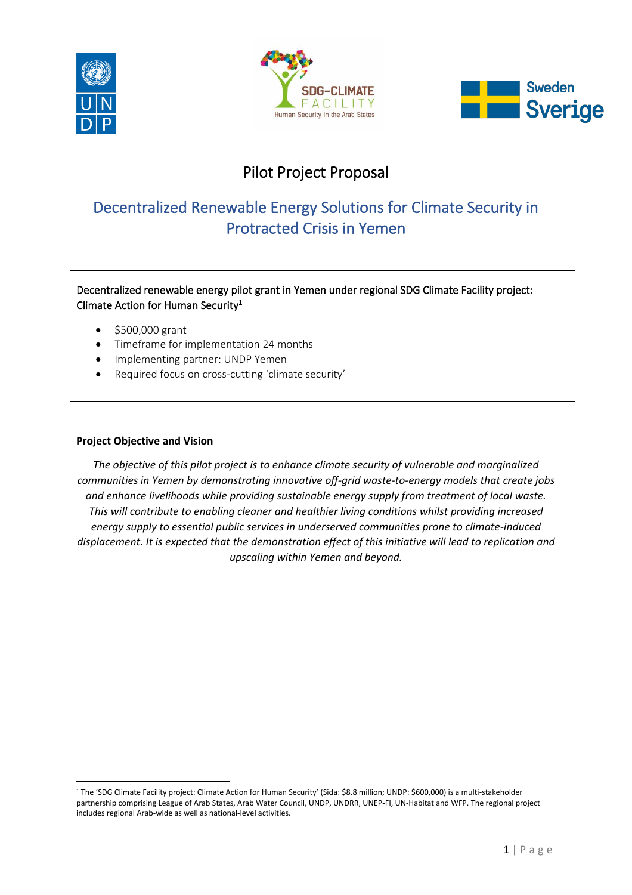# Pilot Project Proposal

## Decentralized Renewable Energy Solutions for Climate Security in Protracted Crisis in Yemen

Decentralized renewable energy pilot grant in Yemen under regional SDG Climate Facility project: Climate Action for Human Security[1]

- $500,000 grant
- Timeframe for implementation 24 months
- Implementing partner: UNDP Yemen
- Required focus on cross-cutting 'climate security'

**Project Objective and Vision**

*The objective of this pilot project is to enhance climate security of vulnerable and marginalized communities in Yemen by demonstrating innovative off-grid waste-to-energy models that create jobs and enhance livelihoods while providing sustainable energy supply from treatment of local waste. This will contribute to enabling cleaner and healthier living conditions whilst providing increased energy supply to essential public services in underserved communities prone to climate-induced displacement. It is expected that the demonstration effect of this initiative will lead to replication and upscaling within Yemen and beyond.*

---

[1] The 'SDG Climate Facility project: Climate Action for Human Security' (Sida: $8.8 million; UNDP: $600,000) is a multi-stakeholder partnership comprising League of Arab States, Arab Water Council, UNDP, UNDRR, UNEP-FI, UN-Habitat and WFP. The regional project includes regional Arab-wide as well as national-level activities.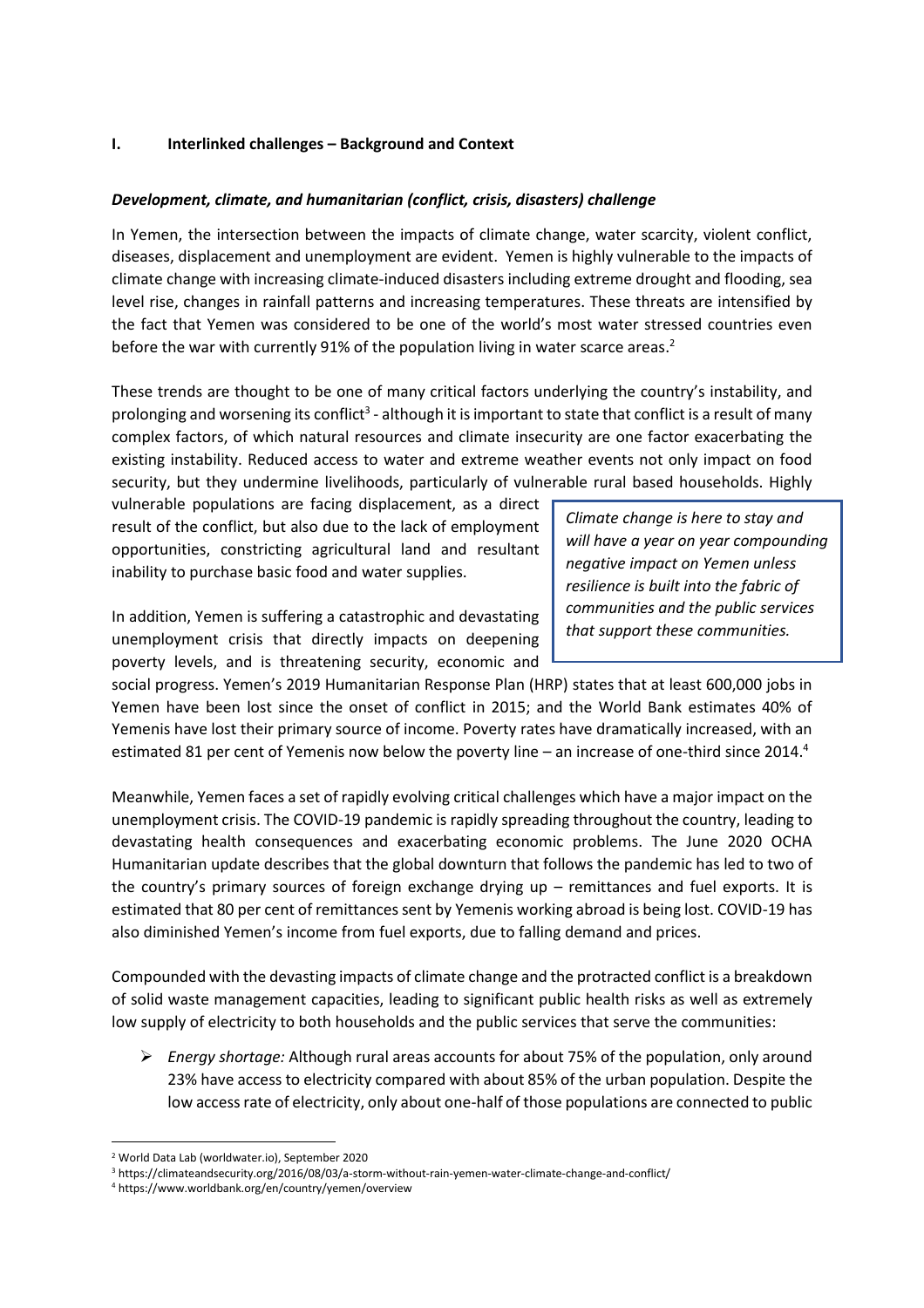## I. Interlinked challenges – Background and Context

### *Development, climate, and humanitarian (conflict, crisis, disasters) challenge*

In Yemen, the intersection between the impacts of climate change, water scarcity, violent conflict, diseases, displacement and unemployment are evident. Yemen is highly vulnerable to the impacts of climate change with increasing climate-induced disasters including extreme drought and flooding, sea level rise, changes in rainfall patterns and increasing temperatures. These threats are intensified by the fact that Yemen was considered to be one of the world's most water stressed countries even before the war with currently 91% of the population living in water scarce areas.[2]

These trends are thought to be one of many critical factors underlying the country's instability, and prolonging and worsening its conflict[3] - although it is important to state that conflict is a result of many complex factors, of which natural resources and climate insecurity are one factor exacerbating the existing instability. Reduced access to water and extreme weather events not only impact on food security, but they undermine livelihoods, particularly of vulnerable rural based households. Highly vulnerable populations are facing displacement, as a direct result of the conflict, but also due to the lack of employment opportunities, constricting agricultural land and resultant inability to purchase basic food and water supplies.

> *Climate change is here to stay and will have a year on year compounding negative impact on Yemen unless resilience is built into the fabric of communities and the public services that support these communities.*

In addition, Yemen is suffering a catastrophic and devastating unemployment crisis that directly impacts on deepening poverty levels, and is threatening security, economic and social progress. Yemen's 2019 Humanitarian Response Plan (HRP) states that at least 600,000 jobs in Yemen have been lost since the onset of conflict in 2015; and the World Bank estimates 40% of Yemenis have lost their primary source of income. Poverty rates have dramatically increased, with an estimated 81 per cent of Yemenis now below the poverty line – an increase of one-third since 2014.[4]

Meanwhile, Yemen faces a set of rapidly evolving critical challenges which have a major impact on the unemployment crisis. The COVID-19 pandemic is rapidly spreading throughout the country, leading to devastating health consequences and exacerbating economic problems. The June 2020 OCHA Humanitarian update describes that the global downturn that follows the pandemic has led to two of the country's primary sources of foreign exchange drying up – remittances and fuel exports. It is estimated that 80 per cent of remittances sent by Yemenis working abroad is being lost. COVID-19 has also diminished Yemen's income from fuel exports, due to falling demand and prices.

Compounded with the devasting impacts of climate change and the protracted conflict is a breakdown of solid waste management capacities, leading to significant public health risks as well as extremely low supply of electricity to both households and the public services that serve the communities:

- *Energy shortage:* Although rural areas accounts for about 75% of the population, only around 23% have access to electricity compared with about 85% of the urban population. Despite the low access rate of electricity, only about one-half of those populations are connected to public

[2] World Data Lab (worldwater.io), September 2020
[3] https://climateandsecurity.org/2016/08/03/a-storm-without-rain-yemen-water-climate-change-and-conflict/
[4] https://www.worldbank.org/en/country/yemen/overview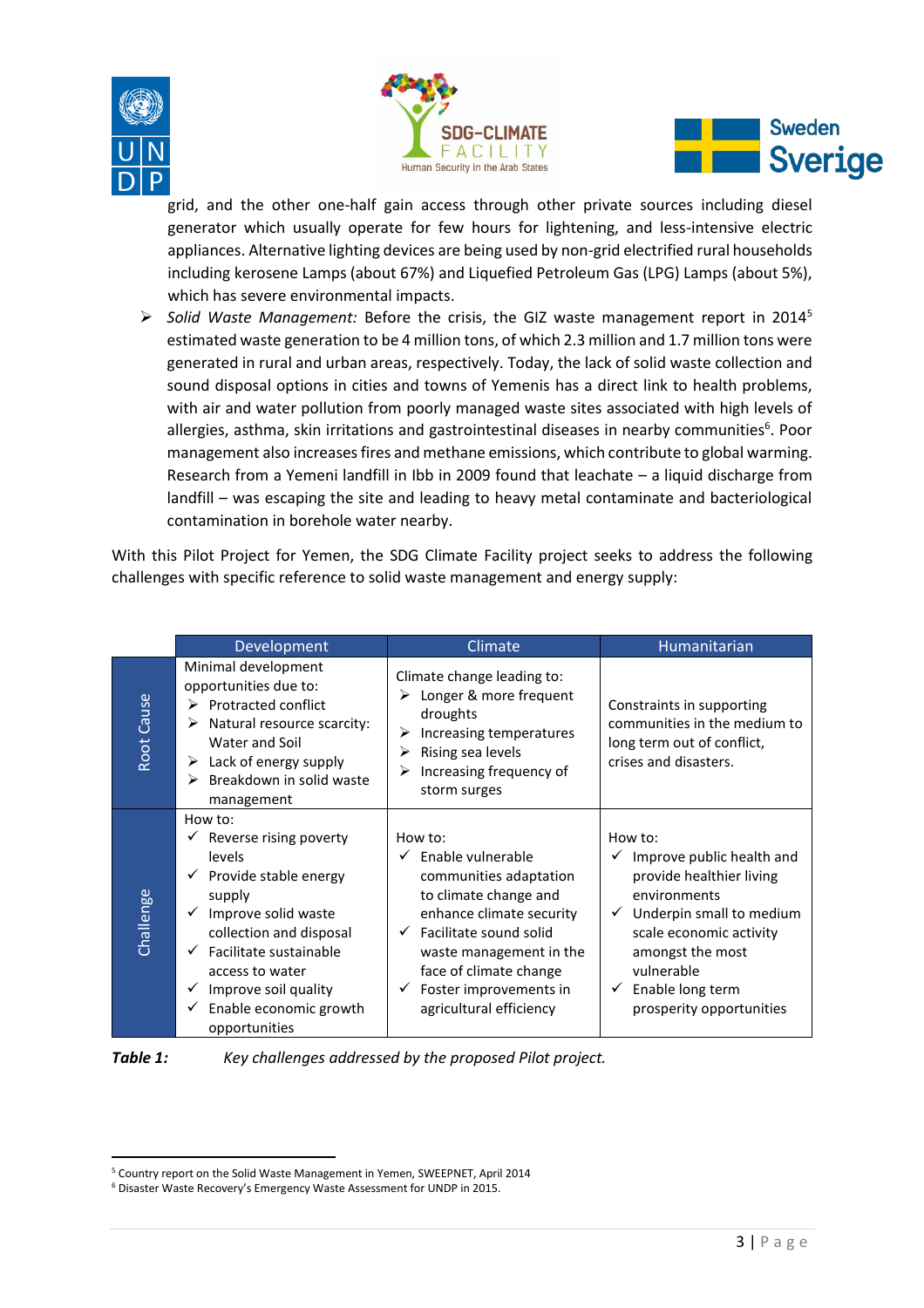grid, and the other one-half gain access through other private sources including diesel generator which usually operate for few hours for lightening, and less-intensive electric appliances. Alternative lighting devices are being used by non-grid electrified rural households including kerosene Lamps (about 67%) and Liquefied Petroleum Gas (LPG) Lamps (about 5%), which has severe environmental impacts.

- *Solid Waste Management:* Before the crisis, the GIZ waste management report in 2014[5] estimated waste generation to be 4 million tons, of which 2.3 million and 1.7 million tons were generated in rural and urban areas, respectively. Today, the lack of solid waste collection and sound disposal options in cities and towns of Yemenis has a direct link to health problems, with air and water pollution from poorly managed waste sites associated with high levels of allergies, asthma, skin irritations and gastrointestinal diseases in nearby communities[6]. Poor management also increases fires and methane emissions, which contribute to global warming. Research from a Yemeni landfill in Ibb in 2009 found that leachate – a liquid discharge from landfill – was escaping the site and leading to heavy metal contaminate and bacteriological contamination in borehole water nearby.

With this Pilot Project for Yemen, the SDG Climate Facility project seeks to address the following challenges with specific reference to solid waste management and energy supply:

| | Development | Climate | Humanitarian |
|---|---|---|---|
| Root Cause | Minimal development opportunities due to:<br>➢ Protracted conflict<br>➢ Natural resource scarcity: Water and Soil<br>➢ Lack of energy supply<br>➢ Breakdown in solid waste management | Climate change leading to:<br>➢ Longer & more frequent droughts<br>➢ Increasing temperatures<br>➢ Rising sea levels<br>➢ Increasing frequency of storm surges | Constraints in supporting communities in the medium to long term out of conflict, crises and disasters. |
| Challenge | How to:<br>✓ Reverse rising poverty levels<br>✓ Provide stable energy supply<br>✓ Improve solid waste collection and disposal<br>✓ Facilitate sustainable access to water<br>✓ Improve soil quality<br>✓ Enable economic growth opportunities | How to:<br>✓ Enable vulnerable communities adaptation to climate change and enhance climate security<br>✓ Facilitate sound solid waste management in the face of climate change<br>✓ Foster improvements in agricultural efficiency | How to:<br>✓ Improve public health and provide healthier living environments<br>✓ Underpin small to medium scale economic activity amongst the most vulnerable<br>✓ Enable long term prosperity opportunities |

***Table 1:*** *Key challenges addressed by the proposed Pilot project.*

---

[5] Country report on the Solid Waste Management in Yemen, SWEEPNET, April 2014

[6] Disaster Waste Recovery's Emergency Waste Assessment for UNDP in 2015.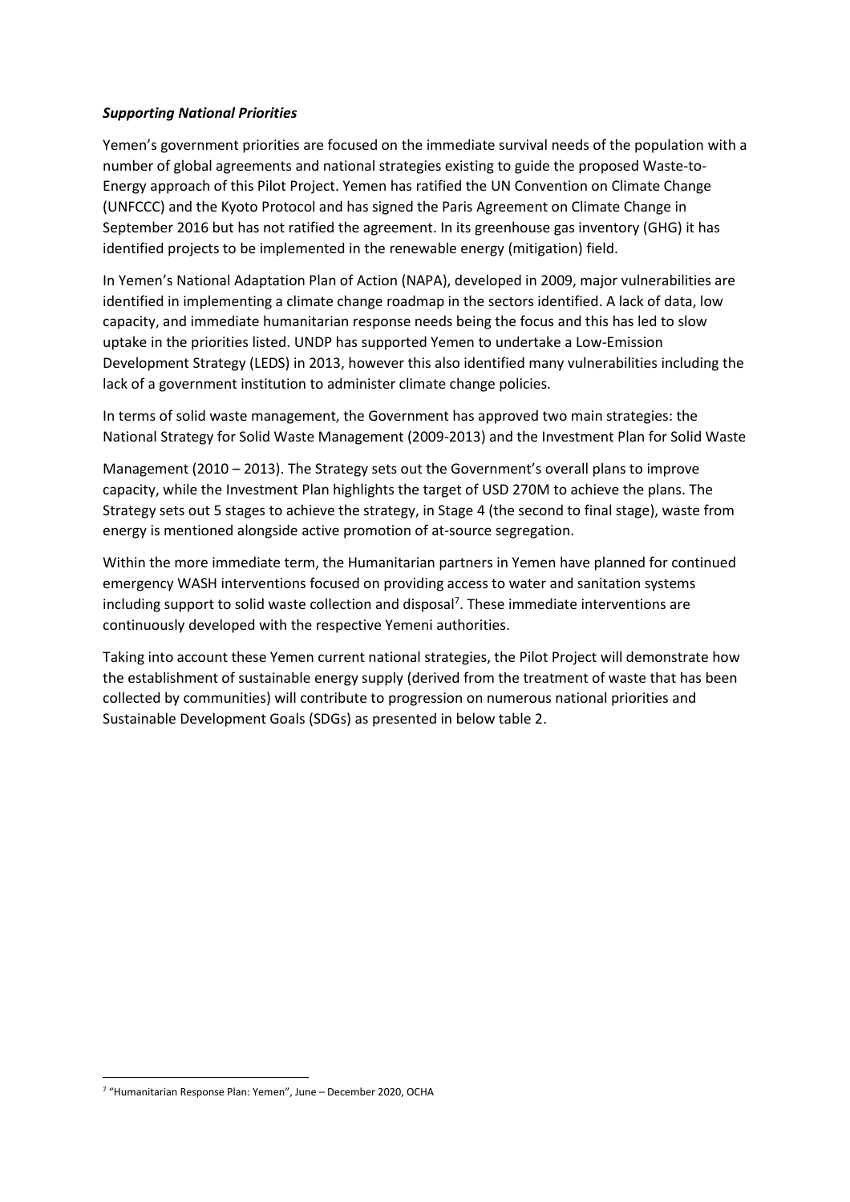***Supporting National Priorities***

Yemen's government priorities are focused on the immediate survival needs of the population with a number of global agreements and national strategies existing to guide the proposed Waste-to-Energy approach of this Pilot Project. Yemen has ratified the UN Convention on Climate Change (UNFCCC) and the Kyoto Protocol and has signed the Paris Agreement on Climate Change in September 2016 but has not ratified the agreement. In its greenhouse gas inventory (GHG) it has identified projects to be implemented in the renewable energy (mitigation) field.

In Yemen's National Adaptation Plan of Action (NAPA), developed in 2009, major vulnerabilities are identified in implementing a climate change roadmap in the sectors identified. A lack of data, low capacity, and immediate humanitarian response needs being the focus and this has led to slow uptake in the priorities listed. UNDP has supported Yemen to undertake a Low-Emission Development Strategy (LEDS) in 2013, however this also identified many vulnerabilities including the lack of a government institution to administer climate change policies.

In terms of solid waste management, the Government has approved two main strategies: the National Strategy for Solid Waste Management (2009-2013) and the Investment Plan for Solid Waste Management (2010 – 2013). The Strategy sets out the Government's overall plans to improve capacity, while the Investment Plan highlights the target of USD 270M to achieve the plans. The Strategy sets out 5 stages to achieve the strategy, in Stage 4 (the second to final stage), waste from energy is mentioned alongside active promotion of at-source segregation.

Within the more immediate term, the Humanitarian partners in Yemen have planned for continued emergency WASH interventions focused on providing access to water and sanitation systems including support to solid waste collection and disposal[7]. These immediate interventions are continuously developed with the respective Yemeni authorities.

Taking into account these Yemen current national strategies, the Pilot Project will demonstrate how the establishment of sustainable energy supply (derived from the treatment of waste that has been collected by communities) will contribute to progression on numerous national priorities and Sustainable Development Goals (SDGs) as presented in below table 2.

[7] "Humanitarian Response Plan: Yemen", June – December 2020, OCHA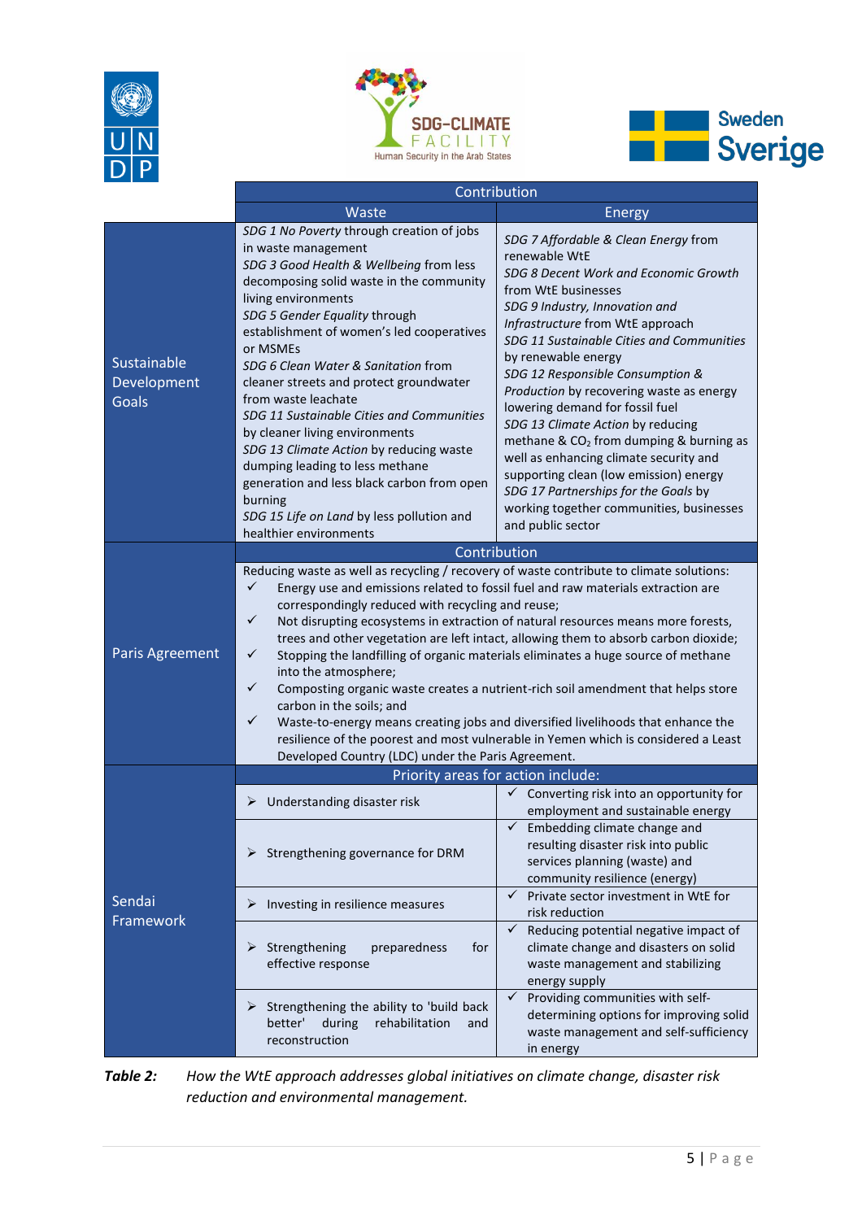| | Contribution | |
|---|---|---|
| | Waste | Energy |
| Sustainable Development Goals | *SDG 1 No Poverty* through creation of jobs in waste management<br>*SDG 3 Good Health & Wellbeing* from less decomposing solid waste in the community living environments<br>*SDG 5 Gender Equality* through establishment of women's led cooperatives or MSMEs<br>*SDG 6 Clean Water & Sanitation* from cleaner streets and protect groundwater from waste leachate<br>*SDG 11 Sustainable Cities and Communities* by cleaner living environments<br>*SDG 13 Climate Action* by reducing waste dumping leading to less methane generation and less black carbon from open burning<br>*SDG 15 Life on Land* by less pollution and healthier environments | *SDG 7 Affordable & Clean Energy* from renewable WtE<br>*SDG 8 Decent Work and Economic Growth* from WtE businesses<br>*SDG 9 Industry, Innovation and Infrastructure* from WtE approach<br>*SDG 11 Sustainable Cities and Communities* by renewable energy<br>*SDG 12 Responsible Consumption & Production* by recovering waste as energy lowering demand for fossil fuel<br>*SDG 13 Climate Action* by reducing methane & $CO_2$ from dumping & burning as well as enhancing climate security and supporting clean (low emission) energy<br>*SDG 17 Partnerships for the Goals* by working together communities, businesses and public sector |
| | Contribution | |
| Paris Agreement | Reducing waste as well as recycling / recovery of waste contribute to climate solutions:<br>✓ Energy use and emissions related to fossil fuel and raw materials extraction are correspondingly reduced with recycling and reuse;<br>✓ Not disrupting ecosystems in extraction of natural resources means more forests, trees and other vegetation are left intact, allowing them to absorb carbon dioxide;<br>✓ Stopping the landfilling of organic materials eliminates a huge source of methane into the atmosphere;<br>✓ Composting organic waste creates a nutrient-rich soil amendment that helps store carbon in the soils; and<br>✓ Waste-to-energy means creating jobs and diversified livelihoods that enhance the resilience of the poorest and most vulnerable in Yemen which is considered a Least Developed Country (LDC) under the Paris Agreement. | |
| | Priority areas for action include: | |
| Sendai Framework | ➢ Understanding disaster risk | ✓ Converting risk into an opportunity for employment and sustainable energy |
| | ➢ Strengthening governance for DRM | ✓ Embedding climate change and resulting disaster risk into public services planning (waste) and community resilience (energy) |
| | ➢ Investing in resilience measures | ✓ Private sector investment in WtE for risk reduction |
| | ➢ Strengthening preparedness for effective response | ✓ Reducing potential negative impact of climate change and disasters on solid waste management and stabilizing energy supply |
| | ➢ Strengthening the ability to 'build back better' during rehabilitation and reconstruction | ✓ Providing communities with self-determining options for improving solid waste management and self-sufficiency in energy |

***Table 2:*** *How the WtE approach addresses global initiatives on climate change, disaster risk reduction and environmental management.*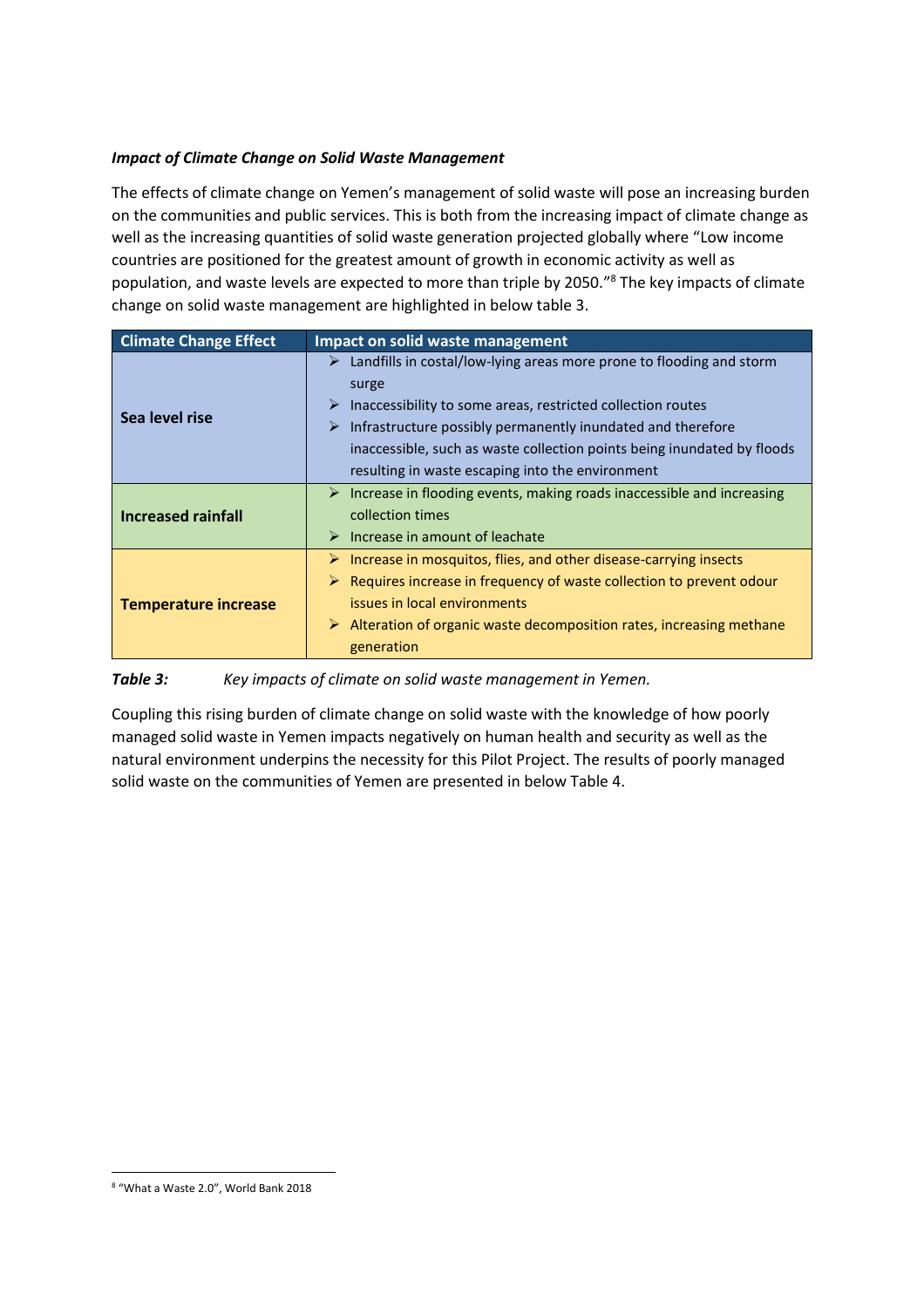***Impact of Climate Change on Solid Waste Management***

The effects of climate change on Yemen's management of solid waste will pose an increasing burden on the communities and public services. This is both from the increasing impact of climate change as well as the increasing quantities of solid waste generation projected globally where "Low income countries are positioned for the greatest amount of growth in economic activity as well as population, and waste levels are expected to more than triple by 2050."[8] The key impacts of climate change on solid waste management are highlighted in below table 3.

| Climate Change Effect | Impact on solid waste management |
|---|---|
| **Sea level rise** | ➢ Landfills in costal/low-lying areas more prone to flooding and storm surge<br>➢ Inaccessibility to some areas, restricted collection routes<br>➢ Infrastructure possibly permanently inundated and therefore inaccessible, such as waste collection points being inundated by floods resulting in waste escaping into the environment |
| **Increased rainfall** | ➢ Increase in flooding events, making roads inaccessible and increasing collection times<br>➢ Increase in amount of leachate |
| **Temperature increase** | ➢ Increase in mosquitos, flies, and other disease-carrying insects<br>➢ Requires increase in frequency of waste collection to prevent odour issues in local environments<br>➢ Alteration of organic waste decomposition rates, increasing methane generation |

***Table 3:*** *Key impacts of climate on solid waste management in Yemen.*

Coupling this rising burden of climate change on solid waste with the knowledge of how poorly managed solid waste in Yemen impacts negatively on human health and security as well as the natural environment underpins the necessity for this Pilot Project. The results of poorly managed solid waste on the communities of Yemen are presented in below Table 4.

[8] "What a Waste 2.0", World Bank 2018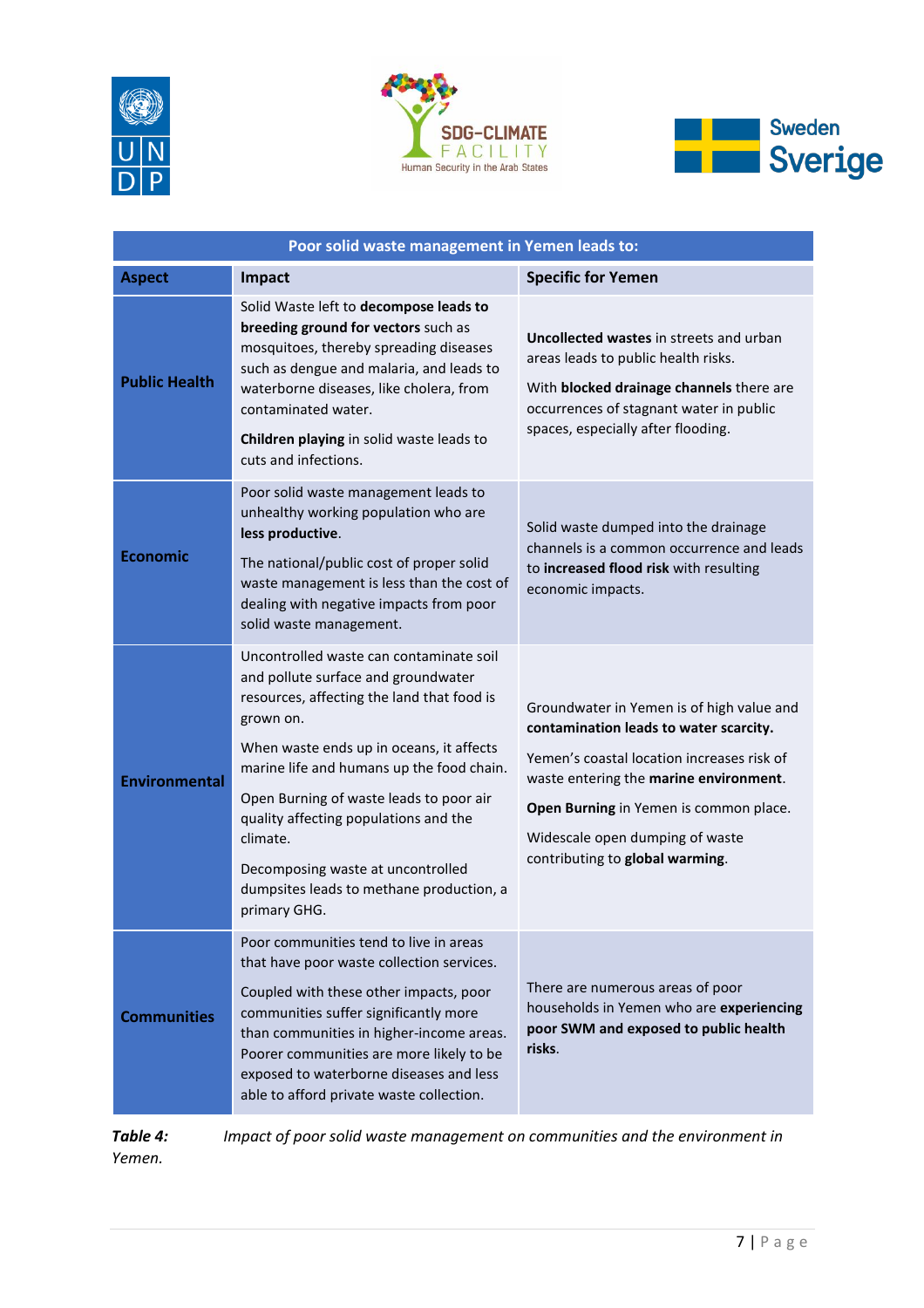| Poor solid waste management in Yemen leads to: | | |
|---|---|---|
| **Aspect** | **Impact** | **Specific for Yemen** |
| **Public Health** | Solid Waste left to **decompose leads to breeding ground for vectors** such as mosquitoes, thereby spreading diseases such as dengue and malaria, and leads to waterborne diseases, like cholera, from contaminated water.<br><br>**Children playing** in solid waste leads to cuts and infections. | **Uncollected wastes** in streets and urban areas leads to public health risks.<br><br>With **blocked drainage channels** there are occurrences of stagnant water in public spaces, especially after flooding. |
| **Economic** | Poor solid waste management leads to unhealthy working population who are **less productive**.<br><br>The national/public cost of proper solid waste management is less than the cost of dealing with negative impacts from poor solid waste management. | Solid waste dumped into the drainage channels is a common occurrence and leads to **increased flood risk** with resulting economic impacts. |
| **Environmental** | Uncontrolled waste can contaminate soil and pollute surface and groundwater resources, affecting the land that food is grown on.<br><br>When waste ends up in oceans, it affects marine life and humans up the food chain.<br><br>Open Burning of waste leads to poor air quality affecting populations and the climate.<br><br>Decomposing waste at uncontrolled dumpsites leads to methane production, a primary GHG. | Groundwater in Yemen is of high value and **contamination leads to water scarcity.**<br><br>Yemen's coastal location increases risk of waste entering the **marine environment**.<br><br>**Open Burning** in Yemen is common place.<br><br>Widescale open dumping of waste contributing to **global warming**. |
| **Communities** | Poor communities tend to live in areas that have poor waste collection services.<br><br>Coupled with these other impacts, poor communities suffer significantly more than communities in higher-income areas. Poorer communities are more likely to be exposed to waterborne diseases and less able to afford private waste collection. | There are numerous areas of poor households in Yemen who are **experiencing poor SWM and exposed to public health risks**. |

***Table 4:*** *Impact of poor solid waste management on communities and the environment in Yemen.*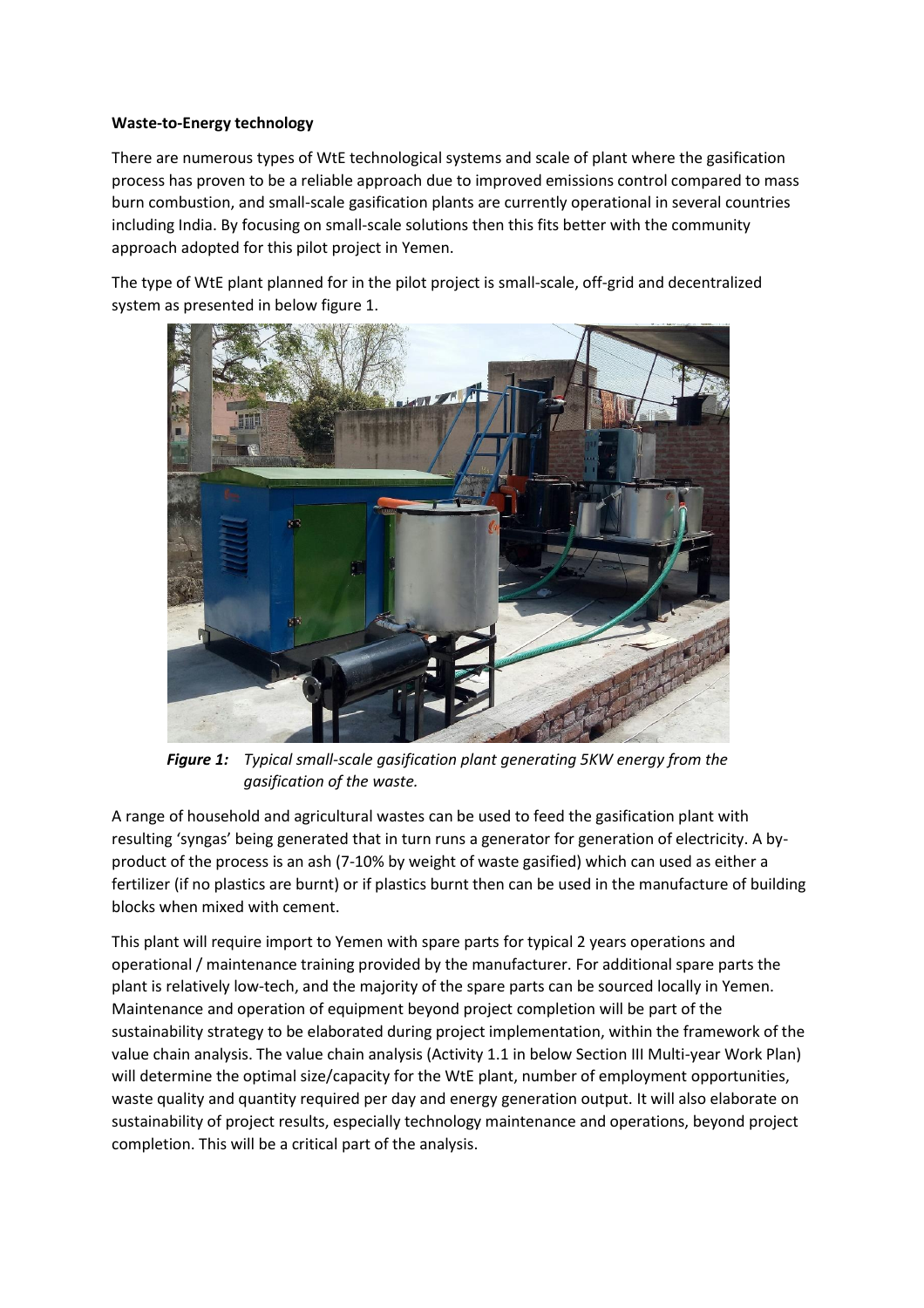**Waste-to-Energy technology**

There are numerous types of WtE technological systems and scale of plant where the gasification process has proven to be a reliable approach due to improved emissions control compared to mass burn combustion, and small-scale gasification plants are currently operational in several countries including India. By focusing on small-scale solutions then this fits better with the community approach adopted for this pilot project in Yemen.

The type of WtE plant planned for in the pilot project is small-scale, off-grid and decentralized system as presented in below figure 1.

***Figure 1:*** *Typical small-scale gasification plant generating 5KW energy from the gasification of the waste.*

A range of household and agricultural wastes can be used to feed the gasification plant with resulting 'syngas' being generated that in turn runs a generator for generation of electricity. A by-product of the process is an ash (7-10% by weight of waste gasified) which can used as either a fertilizer (if no plastics are burnt) or if plastics burnt then can be used in the manufacture of building blocks when mixed with cement.

This plant will require import to Yemen with spare parts for typical 2 years operations and operational / maintenance training provided by the manufacturer. For additional spare parts the plant is relatively low-tech, and the majority of the spare parts can be sourced locally in Yemen. Maintenance and operation of equipment beyond project completion will be part of the sustainability strategy to be elaborated during project implementation, within the framework of the value chain analysis. The value chain analysis (Activity 1.1 in below Section III Multi-year Work Plan) will determine the optimal size/capacity for the WtE plant, number of employment opportunities, waste quality and quantity required per day and energy generation output. It will also elaborate on sustainability of project results, especially technology maintenance and operations, beyond project completion. This will be a critical part of the analysis.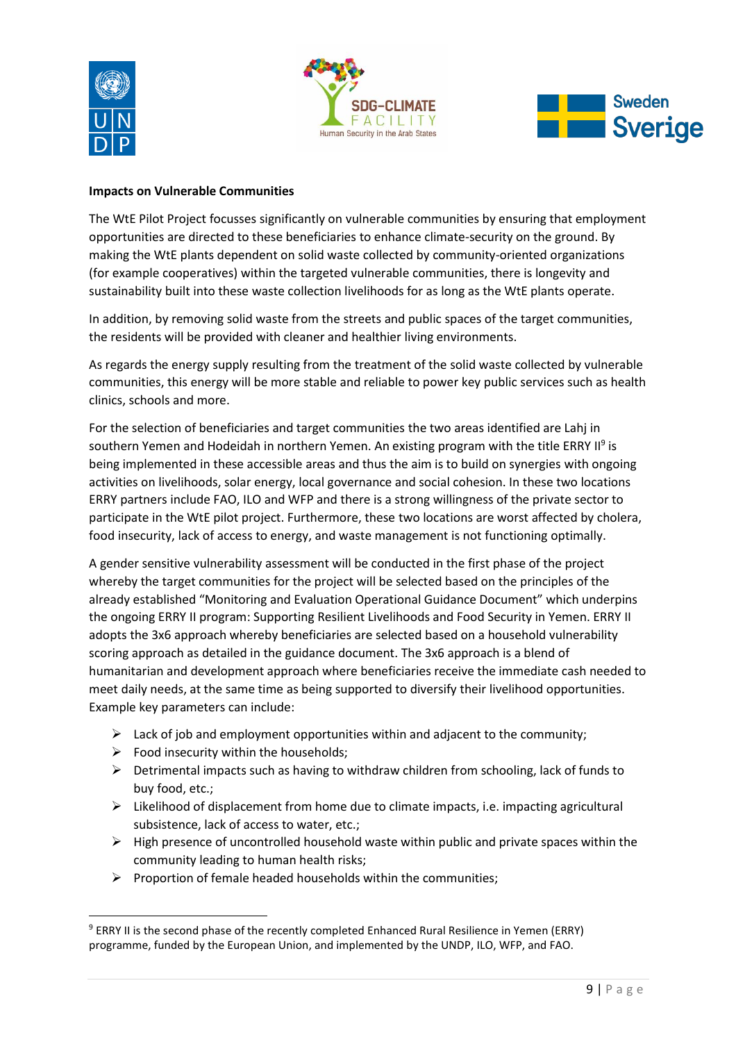**Impacts on Vulnerable Communities**

The WtE Pilot Project focusses significantly on vulnerable communities by ensuring that employment opportunities are directed to these beneficiaries to enhance climate-security on the ground. By making the WtE plants dependent on solid waste collected by community-oriented organizations (for example cooperatives) within the targeted vulnerable communities, there is longevity and sustainability built into these waste collection livelihoods for as long as the WtE plants operate.

In addition, by removing solid waste from the streets and public spaces of the target communities, the residents will be provided with cleaner and healthier living environments.

As regards the energy supply resulting from the treatment of the solid waste collected by vulnerable communities, this energy will be more stable and reliable to power key public services such as health clinics, schools and more.

For the selection of beneficiaries and target communities the two areas identified are Lahj in southern Yemen and Hodeidah in northern Yemen. An existing program with the title ERRY II[9] is being implemented in these accessible areas and thus the aim is to build on synergies with ongoing activities on livelihoods, solar energy, local governance and social cohesion. In these two locations ERRY partners include FAO, ILO and WFP and there is a strong willingness of the private sector to participate in the WtE pilot project. Furthermore, these two locations are worst affected by cholera, food insecurity, lack of access to energy, and waste management is not functioning optimally.

A gender sensitive vulnerability assessment will be conducted in the first phase of the project whereby the target communities for the project will be selected based on the principles of the already established "Monitoring and Evaluation Operational Guidance Document" which underpins the ongoing ERRY II program: Supporting Resilient Livelihoods and Food Security in Yemen. ERRY II adopts the 3x6 approach whereby beneficiaries are selected based on a household vulnerability scoring approach as detailed in the guidance document. The 3x6 approach is a blend of humanitarian and development approach where beneficiaries receive the immediate cash needed to meet daily needs, at the same time as being supported to diversify their livelihood opportunities. Example key parameters can include:

- Lack of job and employment opportunities within and adjacent to the community;
- Food insecurity within the households;
- Detrimental impacts such as having to withdraw children from schooling, lack of funds to buy food, etc.;
- Likelihood of displacement from home due to climate impacts, i.e. impacting agricultural subsistence, lack of access to water, etc.;
- High presence of uncontrolled household waste within public and private spaces within the community leading to human health risks;
- Proportion of female headed households within the communities;

---

[9] ERRY II is the second phase of the recently completed Enhanced Rural Resilience in Yemen (ERRY) programme, funded by the European Union, and implemented by the UNDP, ILO, WFP, and FAO.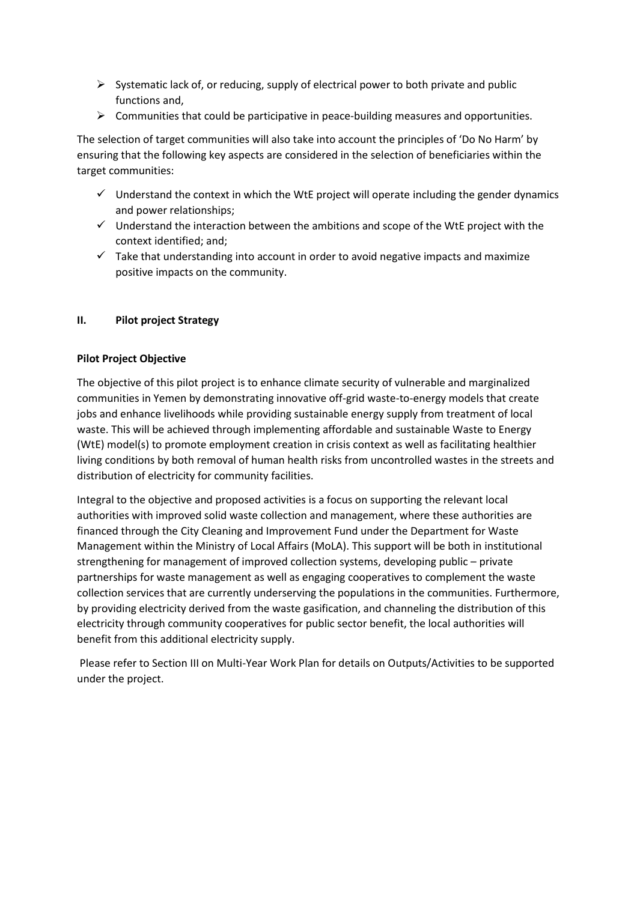- Systematic lack of, or reducing, supply of electrical power to both private and public functions and,
- Communities that could be participative in peace-building measures and opportunities.

The selection of target communities will also take into account the principles of 'Do No Harm' by ensuring that the following key aspects are considered in the selection of beneficiaries within the target communities:

- ✓ Understand the context in which the WtE project will operate including the gender dynamics and power relationships;
- ✓ Understand the interaction between the ambitions and scope of the WtE project with the context identified; and;
- ✓ Take that understanding into account in order to avoid negative impacts and maximize positive impacts on the community.

## II. Pilot project Strategy

### Pilot Project Objective

The objective of this pilot project is to enhance climate security of vulnerable and marginalized communities in Yemen by demonstrating innovative off-grid waste-to-energy models that create jobs and enhance livelihoods while providing sustainable energy supply from treatment of local waste. This will be achieved through implementing affordable and sustainable Waste to Energy (WtE) model(s) to promote employment creation in crisis context as well as facilitating healthier living conditions by both removal of human health risks from uncontrolled wastes in the streets and distribution of electricity for community facilities.

Integral to the objective and proposed activities is a focus on supporting the relevant local authorities with improved solid waste collection and management, where these authorities are financed through the City Cleaning and Improvement Fund under the Department for Waste Management within the Ministry of Local Affairs (MoLA). This support will be both in institutional strengthening for management of improved collection systems, developing public – private partnerships for waste management as well as engaging cooperatives to complement the waste collection services that are currently underserving the populations in the communities. Furthermore, by providing electricity derived from the waste gasification, and channeling the distribution of this electricity through community cooperatives for public sector benefit, the local authorities will benefit from this additional electricity supply.

Please refer to Section III on Multi-Year Work Plan for details on Outputs/Activities to be supported under the project.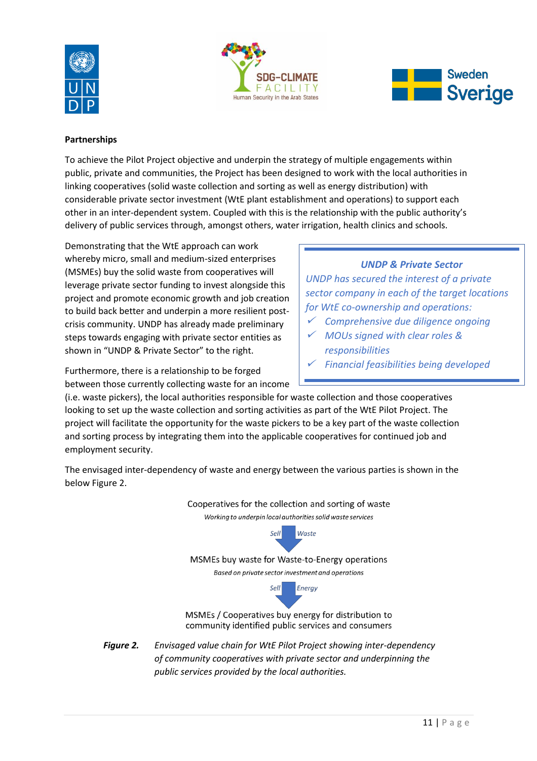**Partnerships**

To achieve the Pilot Project objective and underpin the strategy of multiple engagements within public, private and communities, the Project has been designed to work with the local authorities in linking cooperatives (solid waste collection and sorting as well as energy distribution) with considerable private sector investment (WtE plant establishment and operations) to support each other in an inter-dependent system. Coupled with this is the relationship with the public authority's delivery of public services through, amongst others, water irrigation, health clinics and schools.

Demonstrating that the WtE approach can work whereby micro, small and medium-sized enterprises (MSMEs) buy the solid waste from cooperatives will leverage private sector funding to invest alongside this project and promote economic growth and job creation to build back better and underpin a more resilient post-crisis community. UNDP has already made preliminary steps towards engaging with private sector entities as shown in "UNDP & Private Sector" to the right.

> ***UNDP & Private Sector***
>
> *UNDP has secured the interest of a private sector company in each of the target locations for WtE co-ownership and operations:*
>
> - ✓ *Comprehensive due diligence ongoing*
> - ✓ *MOUs signed with clear roles & responsibilities*
> - ✓ *Financial feasibilities being developed*

Furthermore, there is a relationship to be forged between those currently collecting waste for an income (i.e. waste pickers), the local authorities responsible for waste collection and those cooperatives looking to set up the waste collection and sorting activities as part of the WtE Pilot Project. The project will facilitate the opportunity for the waste pickers to be a key part of the waste collection and sorting process by integrating them into the applicable cooperatives for continued job and employment security.

The envisaged inter-dependency of waste and energy between the various parties is shown in the below Figure 2.

Cooperatives for the collection and sorting of waste

*Working to underpin local authorities solid waste services*

↓ *Sell* | *Waste*

MSMEs buy waste for Waste-to-Energy operations

*Based on private sector investment and operations*

↓ *Sell* | *Energy*

MSMEs / Cooperatives buy energy for distribution to community identified public services and consumers

***Figure 2.*** *Envisaged value chain for WtE Pilot Project showing inter-dependency of community cooperatives with private sector and underpinning the public services provided by the local authorities.*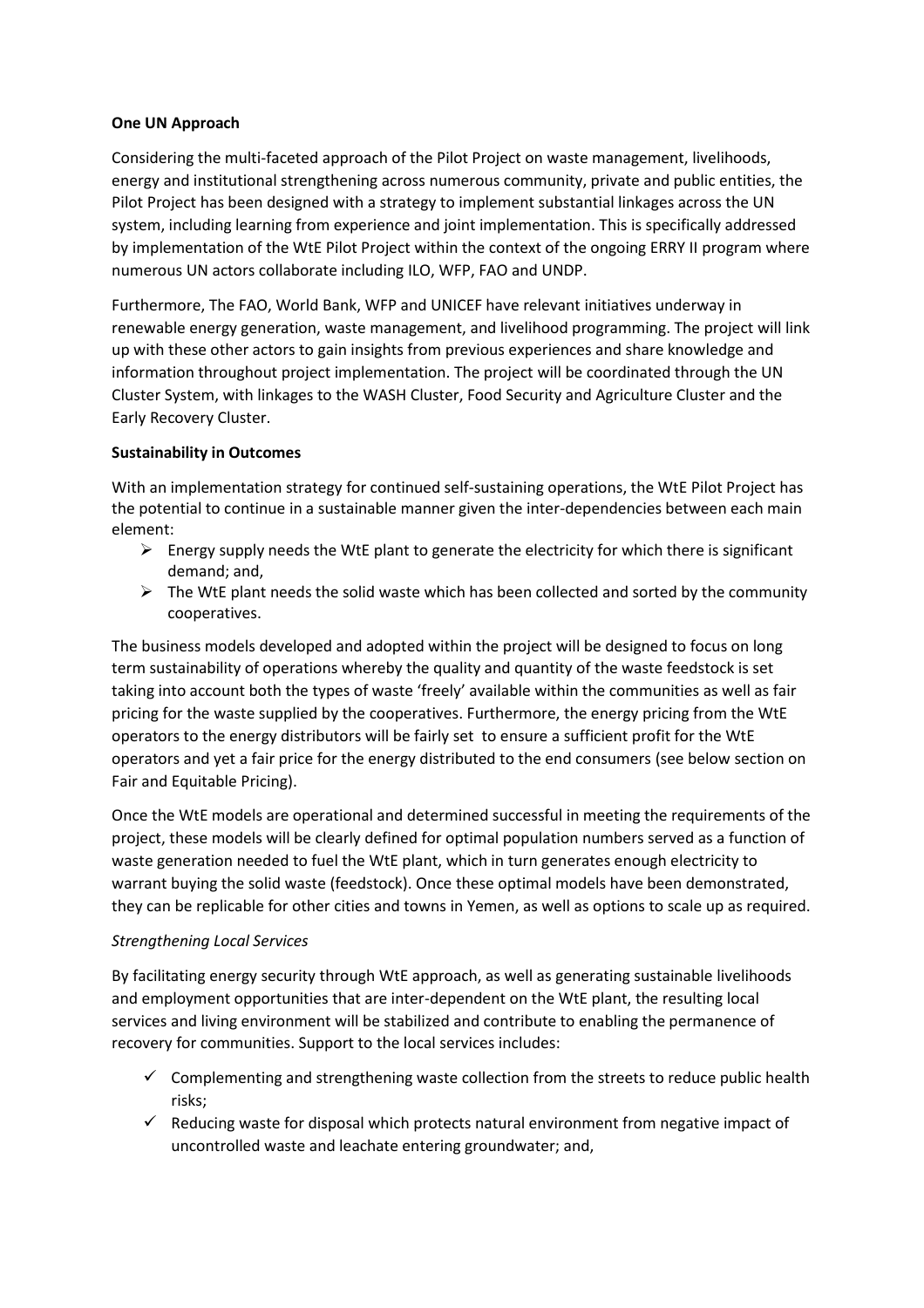**One UN Approach**

Considering the multi-faceted approach of the Pilot Project on waste management, livelihoods, energy and institutional strengthening across numerous community, private and public entities, the Pilot Project has been designed with a strategy to implement substantial linkages across the UN system, including learning from experience and joint implementation. This is specifically addressed by implementation of the WtE Pilot Project within the context of the ongoing ERRY II program where numerous UN actors collaborate including ILO, WFP, FAO and UNDP.

Furthermore, The FAO, World Bank, WFP and UNICEF have relevant initiatives underway in renewable energy generation, waste management, and livelihood programming. The project will link up with these other actors to gain insights from previous experiences and share knowledge and information throughout project implementation. The project will be coordinated through the UN Cluster System, with linkages to the WASH Cluster, Food Security and Agriculture Cluster and the Early Recovery Cluster.

**Sustainability in Outcomes**

With an implementation strategy for continued self-sustaining operations, the WtE Pilot Project has the potential to continue in a sustainable manner given the inter-dependencies between each main element:

- Energy supply needs the WtE plant to generate the electricity for which there is significant demand; and,
- The WtE plant needs the solid waste which has been collected and sorted by the community cooperatives.

The business models developed and adopted within the project will be designed to focus on long term sustainability of operations whereby the quality and quantity of the waste feedstock is set taking into account both the types of waste 'freely' available within the communities as well as fair pricing for the waste supplied by the cooperatives. Furthermore, the energy pricing from the WtE operators to the energy distributors will be fairly set to ensure a sufficient profit for the WtE operators and yet a fair price for the energy distributed to the end consumers (see below section on Fair and Equitable Pricing).

Once the WtE models are operational and determined successful in meeting the requirements of the project, these models will be clearly defined for optimal population numbers served as a function of waste generation needed to fuel the WtE plant, which in turn generates enough electricity to warrant buying the solid waste (feedstock). Once these optimal models have been demonstrated, they can be replicable for other cities and towns in Yemen, as well as options to scale up as required.

*Strengthening Local Services*

By facilitating energy security through WtE approach, as well as generating sustainable livelihoods and employment opportunities that are inter-dependent on the WtE plant, the resulting local services and living environment will be stabilized and contribute to enabling the permanence of recovery for communities. Support to the local services includes:

- ✓ Complementing and strengthening waste collection from the streets to reduce public health risks;
- ✓ Reducing waste for disposal which protects natural environment from negative impact of uncontrolled waste and leachate entering groundwater; and,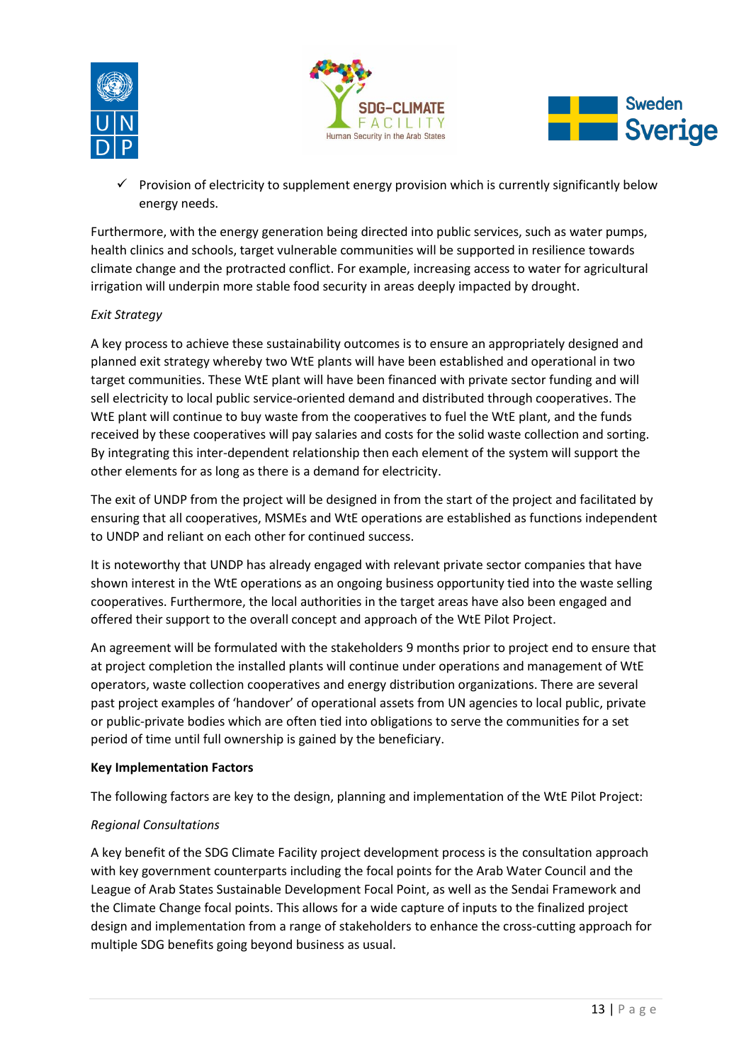- ✓ Provision of electricity to supplement energy provision which is currently significantly below energy needs.

Furthermore, with the energy generation being directed into public services, such as water pumps, health clinics and schools, target vulnerable communities will be supported in resilience towards climate change and the protracted conflict. For example, increasing access to water for agricultural irrigation will underpin more stable food security in areas deeply impacted by drought.

*Exit Strategy*

A key process to achieve these sustainability outcomes is to ensure an appropriately designed and planned exit strategy whereby two WtE plants will have been established and operational in two target communities. These WtE plant will have been financed with private sector funding and will sell electricity to local public service-oriented demand and distributed through cooperatives. The WtE plant will continue to buy waste from the cooperatives to fuel the WtE plant, and the funds received by these cooperatives will pay salaries and costs for the solid waste collection and sorting. By integrating this inter-dependent relationship then each element of the system will support the other elements for as long as there is a demand for electricity.

The exit of UNDP from the project will be designed in from the start of the project and facilitated by ensuring that all cooperatives, MSMEs and WtE operations are established as functions independent to UNDP and reliant on each other for continued success.

It is noteworthy that UNDP has already engaged with relevant private sector companies that have shown interest in the WtE operations as an ongoing business opportunity tied into the waste selling cooperatives. Furthermore, the local authorities in the target areas have also been engaged and offered their support to the overall concept and approach of the WtE Pilot Project.

An agreement will be formulated with the stakeholders 9 months prior to project end to ensure that at project completion the installed plants will continue under operations and management of WtE operators, waste collection cooperatives and energy distribution organizations. There are several past project examples of 'handover' of operational assets from UN agencies to local public, private or public-private bodies which are often tied into obligations to serve the communities for a set period of time until full ownership is gained by the beneficiary.

**Key Implementation Factors**

The following factors are key to the design, planning and implementation of the WtE Pilot Project:

*Regional Consultations*

A key benefit of the SDG Climate Facility project development process is the consultation approach with key government counterparts including the focal points for the Arab Water Council and the League of Arab States Sustainable Development Focal Point, as well as the Sendai Framework and the Climate Change focal points. This allows for a wide capture of inputs to the finalized project design and implementation from a range of stakeholders to enhance the cross-cutting approach for multiple SDG benefits going beyond business as usual.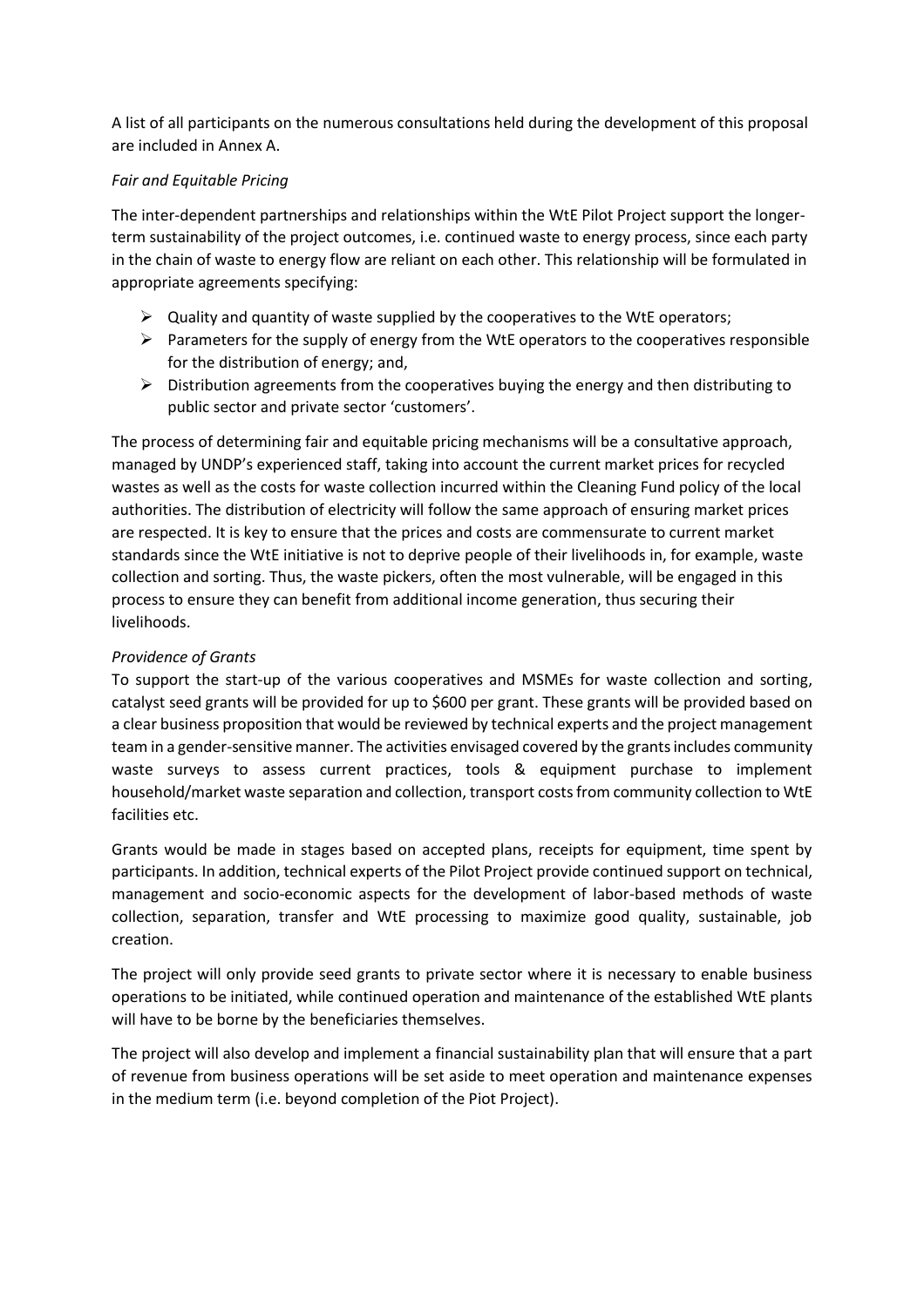A list of all participants on the numerous consultations held during the development of this proposal are included in Annex A.

*Fair and Equitable Pricing*

The inter-dependent partnerships and relationships within the WtE Pilot Project support the longer-term sustainability of the project outcomes, i.e. continued waste to energy process, since each party in the chain of waste to energy flow are reliant on each other. This relationship will be formulated in appropriate agreements specifying:

- Quality and quantity of waste supplied by the cooperatives to the WtE operators;
- Parameters for the supply of energy from the WtE operators to the cooperatives responsible for the distribution of energy; and,
- Distribution agreements from the cooperatives buying the energy and then distributing to public sector and private sector 'customers'.

The process of determining fair and equitable pricing mechanisms will be a consultative approach, managed by UNDP's experienced staff, taking into account the current market prices for recycled wastes as well as the costs for waste collection incurred within the Cleaning Fund policy of the local authorities. The distribution of electricity will follow the same approach of ensuring market prices are respected. It is key to ensure that the prices and costs are commensurate to current market standards since the WtE initiative is not to deprive people of their livelihoods in, for example, waste collection and sorting. Thus, the waste pickers, often the most vulnerable, will be engaged in this process to ensure they can benefit from additional income generation, thus securing their livelihoods.

*Providence of Grants*

To support the start-up of the various cooperatives and MSMEs for waste collection and sorting, catalyst seed grants will be provided for up to $600 per grant. These grants will be provided based on a clear business proposition that would be reviewed by technical experts and the project management team in a gender-sensitive manner. The activities envisaged covered by the grants includes community waste surveys to assess current practices, tools & equipment purchase to implement household/market waste separation and collection, transport costs from community collection to WtE facilities etc.

Grants would be made in stages based on accepted plans, receipts for equipment, time spent by participants. In addition, technical experts of the Pilot Project provide continued support on technical, management and socio-economic aspects for the development of labor-based methods of waste collection, separation, transfer and WtE processing to maximize good quality, sustainable, job creation.

The project will only provide seed grants to private sector where it is necessary to enable business operations to be initiated, while continued operation and maintenance of the established WtE plants will have to be borne by the beneficiaries themselves.

The project will also develop and implement a financial sustainability plan that will ensure that a part of revenue from business operations will be set aside to meet operation and maintenance expenses in the medium term (i.e. beyond completion of the Piot Project).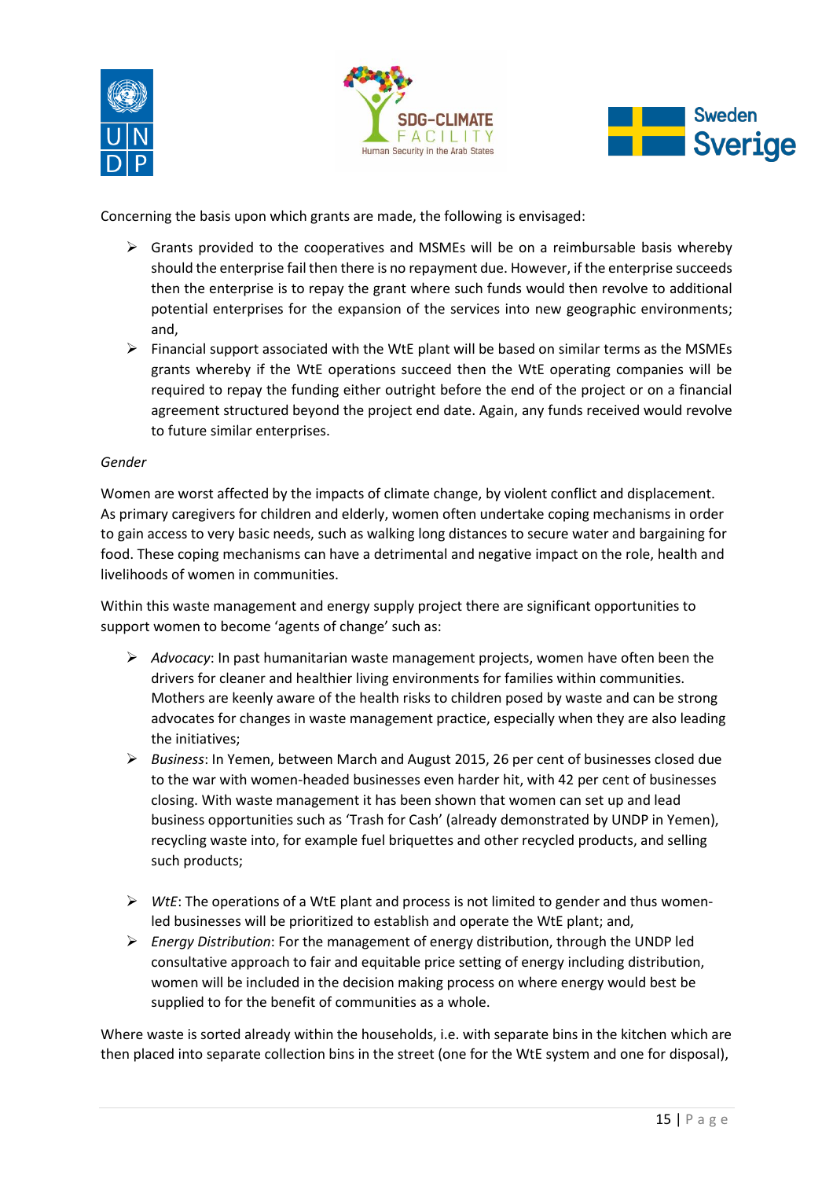Concerning the basis upon which grants are made, the following is envisaged:

- Grants provided to the cooperatives and MSMEs will be on a reimbursable basis whereby should the enterprise fail then there is no repayment due. However, if the enterprise succeeds then the enterprise is to repay the grant where such funds would then revolve to additional potential enterprises for the expansion of the services into new geographic environments; and,
- Financial support associated with the WtE plant will be based on similar terms as the MSMEs grants whereby if the WtE operations succeed then the WtE operating companies will be required to repay the funding either outright before the end of the project or on a financial agreement structured beyond the project end date. Again, any funds received would revolve to future similar enterprises.

*Gender*

Women are worst affected by the impacts of climate change, by violent conflict and displacement. As primary caregivers for children and elderly, women often undertake coping mechanisms in order to gain access to very basic needs, such as walking long distances to secure water and bargaining for food. These coping mechanisms can have a detrimental and negative impact on the role, health and livelihoods of women in communities.

Within this waste management and energy supply project there are significant opportunities to support women to become 'agents of change' such as:

- *Advocacy*: In past humanitarian waste management projects, women have often been the drivers for cleaner and healthier living environments for families within communities. Mothers are keenly aware of the health risks to children posed by waste and can be strong advocates for changes in waste management practice, especially when they are also leading the initiatives;
- *Business*: In Yemen, between March and August 2015, 26 per cent of businesses closed due to the war with women-headed businesses even harder hit, with 42 per cent of businesses closing. With waste management it has been shown that women can set up and lead business opportunities such as 'Trash for Cash' (already demonstrated by UNDP in Yemen), recycling waste into, for example fuel briquettes and other recycled products, and selling such products;
- *WtE*: The operations of a WtE plant and process is not limited to gender and thus women-led businesses will be prioritized to establish and operate the WtE plant; and,
- *Energy Distribution*: For the management of energy distribution, through the UNDP led consultative approach to fair and equitable price setting of energy including distribution, women will be included in the decision making process on where energy would best be supplied to for the benefit of communities as a whole.

Where waste is sorted already within the households, i.e. with separate bins in the kitchen which are then placed into separate collection bins in the street (one for the WtE system and one for disposal),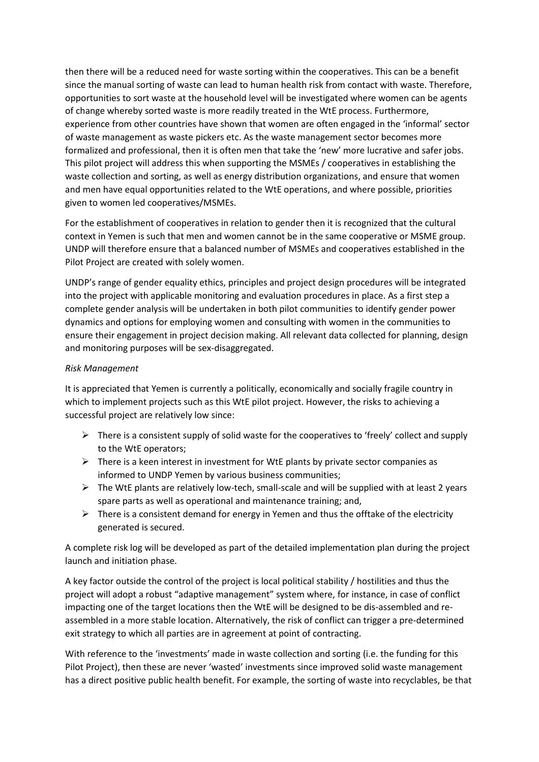then there will be a reduced need for waste sorting within the cooperatives. This can be a benefit since the manual sorting of waste can lead to human health risk from contact with waste. Therefore, opportunities to sort waste at the household level will be investigated where women can be agents of change whereby sorted waste is more readily treated in the WtE process. Furthermore, experience from other countries have shown that women are often engaged in the 'informal' sector of waste management as waste pickers etc. As the waste management sector becomes more formalized and professional, then it is often men that take the 'new' more lucrative and safer jobs. This pilot project will address this when supporting the MSMEs / cooperatives in establishing the waste collection and sorting, as well as energy distribution organizations, and ensure that women and men have equal opportunities related to the WtE operations, and where possible, priorities given to women led cooperatives/MSMEs.

For the establishment of cooperatives in relation to gender then it is recognized that the cultural context in Yemen is such that men and women cannot be in the same cooperative or MSME group. UNDP will therefore ensure that a balanced number of MSMEs and cooperatives established in the Pilot Project are created with solely women.

UNDP's range of gender equality ethics, principles and project design procedures will be integrated into the project with applicable monitoring and evaluation procedures in place. As a first step a complete gender analysis will be undertaken in both pilot communities to identify gender power dynamics and options for employing women and consulting with women in the communities to ensure their engagement in project decision making. All relevant data collected for planning, design and monitoring purposes will be sex-disaggregated.

*Risk Management*

It is appreciated that Yemen is currently a politically, economically and socially fragile country in which to implement projects such as this WtE pilot project. However, the risks to achieving a successful project are relatively low since:

- There is a consistent supply of solid waste for the cooperatives to 'freely' collect and supply to the WtE operators;
- There is a keen interest in investment for WtE plants by private sector companies as informed to UNDP Yemen by various business communities;
- The WtE plants are relatively low-tech, small-scale and will be supplied with at least 2 years spare parts as well as operational and maintenance training; and,
- There is a consistent demand for energy in Yemen and thus the offtake of the electricity generated is secured.

A complete risk log will be developed as part of the detailed implementation plan during the project launch and initiation phase.

A key factor outside the control of the project is local political stability / hostilities and thus the project will adopt a robust "adaptive management" system where, for instance, in case of conflict impacting one of the target locations then the WtE will be designed to be dis-assembled and re-assembled in a more stable location. Alternatively, the risk of conflict can trigger a pre-determined exit strategy to which all parties are in agreement at point of contracting.

With reference to the 'investments' made in waste collection and sorting (i.e. the funding for this Pilot Project), then these are never 'wasted' investments since improved solid waste management has a direct positive public health benefit. For example, the sorting of waste into recyclables, be that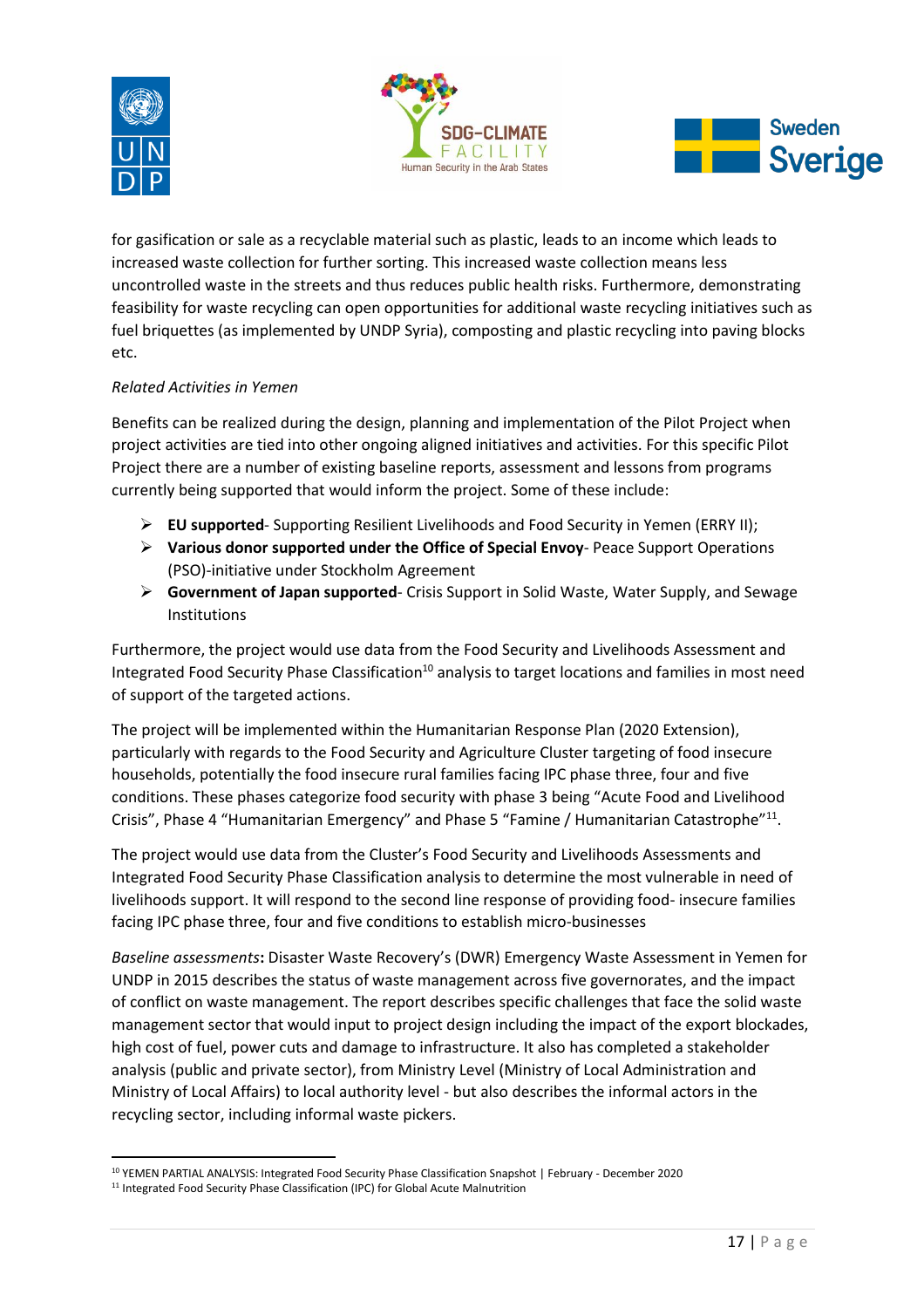for gasification or sale as a recyclable material such as plastic, leads to an income which leads to increased waste collection for further sorting. This increased waste collection means less uncontrolled waste in the streets and thus reduces public health risks. Furthermore, demonstrating feasibility for waste recycling can open opportunities for additional waste recycling initiatives such as fuel briquettes (as implemented by UNDP Syria), composting and plastic recycling into paving blocks etc.

*Related Activities in Yemen*

Benefits can be realized during the design, planning and implementation of the Pilot Project when project activities are tied into other ongoing aligned initiatives and activities. For this specific Pilot Project there are a number of existing baseline reports, assessment and lessons from programs currently being supported that would inform the project. Some of these include:

- **EU supported**- Supporting Resilient Livelihoods and Food Security in Yemen (ERRY II);
- **Various donor supported under the Office of Special Envoy**- Peace Support Operations (PSO)-initiative under Stockholm Agreement
- **Government of Japan supported**- Crisis Support in Solid Waste, Water Supply, and Sewage Institutions

Furthermore, the project would use data from the Food Security and Livelihoods Assessment and Integrated Food Security Phase Classification[10] analysis to target locations and families in most need of support of the targeted actions.

The project will be implemented within the Humanitarian Response Plan (2020 Extension), particularly with regards to the Food Security and Agriculture Cluster targeting of food insecure households, potentially the food insecure rural families facing IPC phase three, four and five conditions. These phases categorize food security with phase 3 being "Acute Food and Livelihood Crisis", Phase 4 "Humanitarian Emergency" and Phase 5 "Famine / Humanitarian Catastrophe"[11].

The project would use data from the Cluster's Food Security and Livelihoods Assessments and Integrated Food Security Phase Classification analysis to determine the most vulnerable in need of livelihoods support. It will respond to the second line response of providing food- insecure families facing IPC phase three, four and five conditions to establish micro-businesses

*Baseline assessments***:** Disaster Waste Recovery's (DWR) Emergency Waste Assessment in Yemen for UNDP in 2015 describes the status of waste management across five governorates, and the impact of conflict on waste management. The report describes specific challenges that face the solid waste management sector that would input to project design including the impact of the export blockades, high cost of fuel, power cuts and damage to infrastructure. It also has completed a stakeholder analysis (public and private sector), from Ministry Level (Ministry of Local Administration and Ministry of Local Affairs) to local authority level - but also describes the informal actors in the recycling sector, including informal waste pickers.

---

[10] YEMEN PARTIAL ANALYSIS: Integrated Food Security Phase Classification Snapshot | February - December 2020

[11] Integrated Food Security Phase Classification (IPC) for Global Acute Malnutrition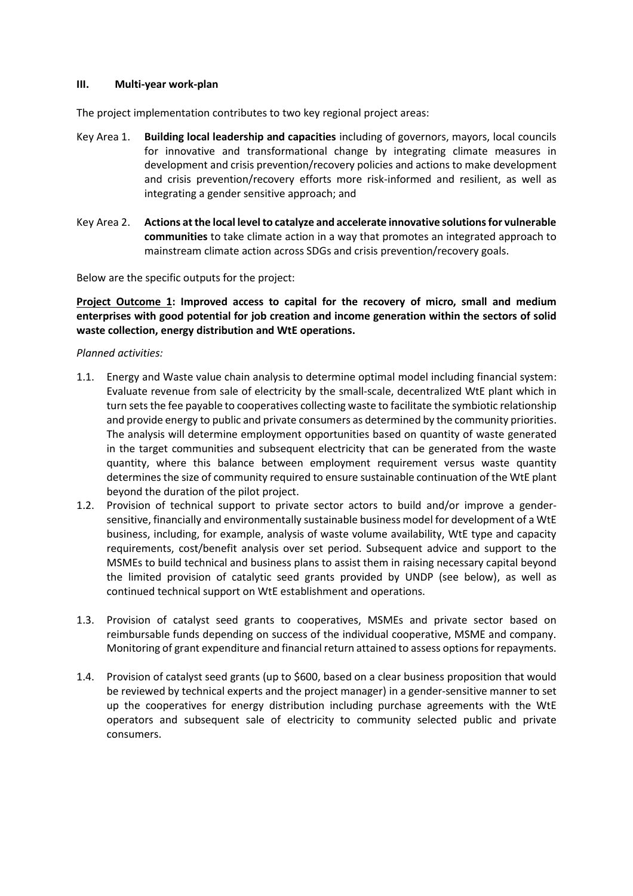## III. Multi-year work-plan

The project implementation contributes to two key regional project areas:

Key Area 1. **Building local leadership and capacities** including of governors, mayors, local councils for innovative and transformational change by integrating climate measures in development and crisis prevention/recovery policies and actions to make development and crisis prevention/recovery efforts more risk-informed and resilient, as well as integrating a gender sensitive approach; and

Key Area 2. **Actions at the local level to catalyze and accelerate innovative solutions for vulnerable communities** to take climate action in a way that promotes an integrated approach to mainstream climate action across SDGs and crisis prevention/recovery goals.

Below are the specific outputs for the project:

**<u>Project Outcome 1</u>: Improved access to capital for the recovery of micro, small and medium enterprises with good potential for job creation and income generation within the sectors of solid waste collection, energy distribution and WtE operations.**

*Planned activities:*

1.1. Energy and Waste value chain analysis to determine optimal model including financial system: Evaluate revenue from sale of electricity by the small-scale, decentralized WtE plant which in turn sets the fee payable to cooperatives collecting waste to facilitate the symbiotic relationship and provide energy to public and private consumers as determined by the community priorities. The analysis will determine employment opportunities based on quantity of waste generated in the target communities and subsequent electricity that can be generated from the waste quantity, where this balance between employment requirement versus waste quantity determines the size of community required to ensure sustainable continuation of the WtE plant beyond the duration of the pilot project.

1.2. Provision of technical support to private sector actors to build and/or improve a gender-sensitive, financially and environmentally sustainable business model for development of a WtE business, including, for example, analysis of waste volume availability, WtE type and capacity requirements, cost/benefit analysis over set period. Subsequent advice and support to the MSMEs to build technical and business plans to assist them in raising necessary capital beyond the limited provision of catalytic seed grants provided by UNDP (see below), as well as continued technical support on WtE establishment and operations.

1.3. Provision of catalyst seed grants to cooperatives, MSMEs and private sector based on reimbursable funds depending on success of the individual cooperative, MSME and company. Monitoring of grant expenditure and financial return attained to assess options for repayments.

1.4. Provision of catalyst seed grants (up to $600, based on a clear business proposition that would be reviewed by technical experts and the project manager) in a gender-sensitive manner to set up the cooperatives for energy distribution including purchase agreements with the WtE operators and subsequent sale of electricity to community selected public and private consumers.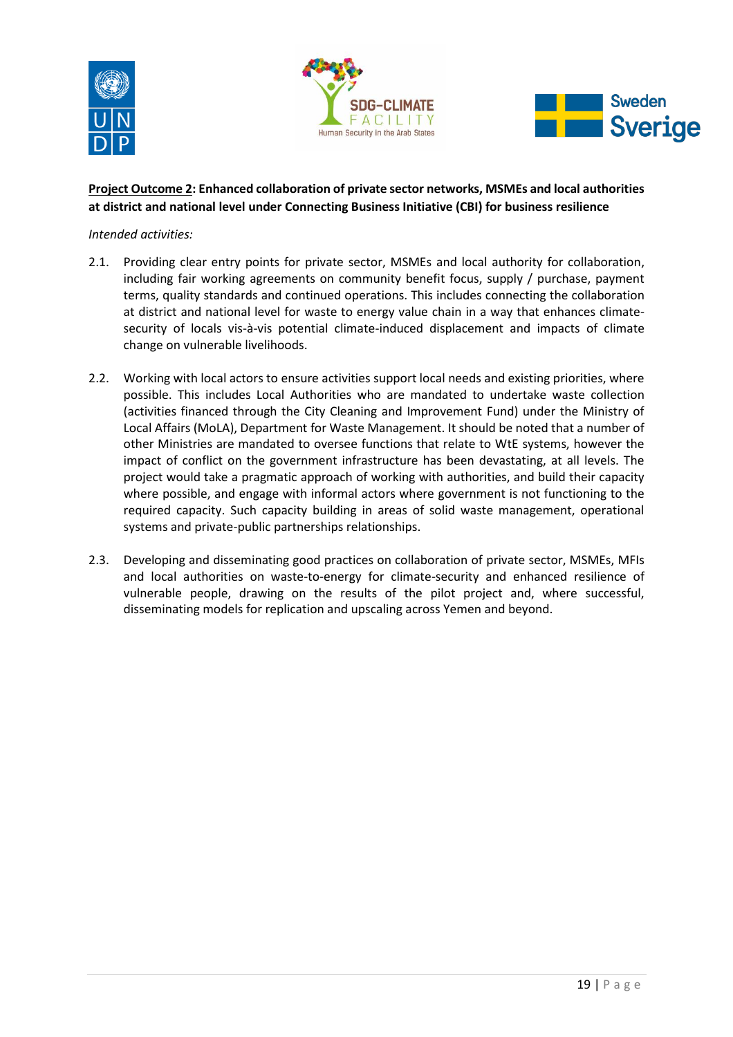**<u>Project Outcome 2</u>: Enhanced collaboration of private sector networks, MSMEs and local authorities at district and national level under Connecting Business Initiative (CBI) for business resilience**

*Intended activities:*

2.1. Providing clear entry points for private sector, MSMEs and local authority for collaboration, including fair working agreements on community benefit focus, supply / purchase, payment terms, quality standards and continued operations. This includes connecting the collaboration at district and national level for waste to energy value chain in a way that enhances climate-security of locals vis-à-vis potential climate-induced displacement and impacts of climate change on vulnerable livelihoods.

2.2. Working with local actors to ensure activities support local needs and existing priorities, where possible. This includes Local Authorities who are mandated to undertake waste collection (activities financed through the City Cleaning and Improvement Fund) under the Ministry of Local Affairs (MoLA), Department for Waste Management. It should be noted that a number of other Ministries are mandated to oversee functions that relate to WtE systems, however the impact of conflict on the government infrastructure has been devastating, at all levels. The project would take a pragmatic approach of working with authorities, and build their capacity where possible, and engage with informal actors where government is not functioning to the required capacity. Such capacity building in areas of solid waste management, operational systems and private-public partnerships relationships.

2.3. Developing and disseminating good practices on collaboration of private sector, MSMEs, MFIs and local authorities on waste-to-energy for climate-security and enhanced resilience of vulnerable people, drawing on the results of the pilot project and, where successful, disseminating models for replication and upscaling across Yemen and beyond.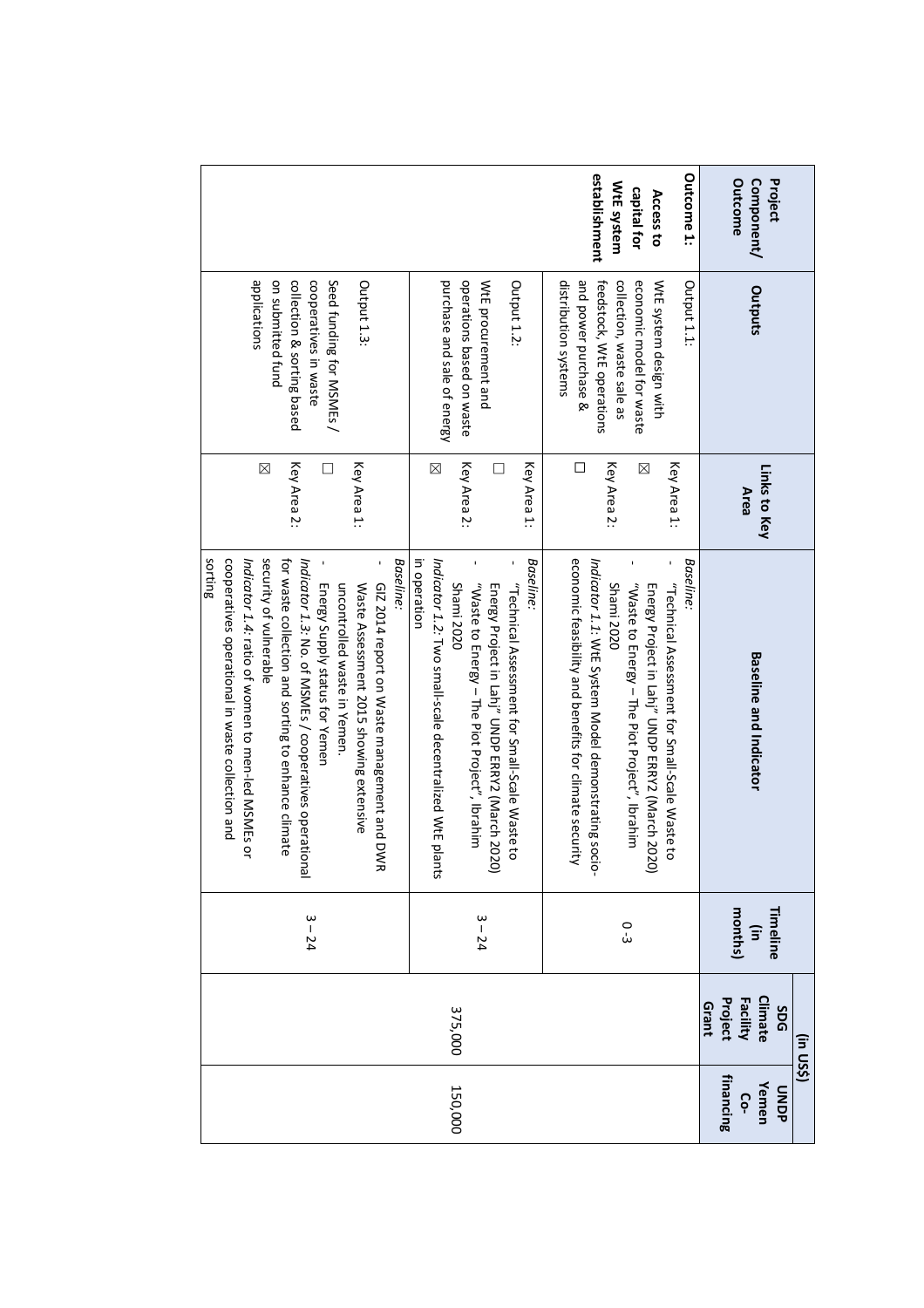| Project Component/ Outcome | Outputs | Links to Key Area | Baseline and Indicator | Timeline (in months) | (in US$) | |
|---|---|---|---|---|---|---|
| | | | | | SDG Climate Facility Project Grant | UNDP Yemen Co-financing |
| **Outcome 1: Access to capital for WtE system establishment** | Output 1.1: WtE system design with economic model for waste collection, waste sale as feedstock, WtE operations and power purchase & distribution systems | Key Area 1: ☒ Key Area 2: ☐ | *Baseline:* - "Technical Assessment for Small-Scale Waste to Energy Project in Lahj" UNDP ERRY2 (March 2020) - "Waste to Energy – The Piot Project", Ibrahim Shami 2020 *Indicator 1.1:* WtE System Model demonstrating socio-economic feasibility and benefits for climate security | 0 -3 | 375,000 | 150,000 |
| | Output 1.2: WtE procurement and operations based on waste purchase and sale of energy | Key Area 1: ☐ Key Area 2: ☒ | *Baseline:* - "Technical Assessment for Small-Scale Waste to Energy Project in Lahj" UNDP ERRY2 (March 2020) - "Waste to Energy – The Piot Project", Ibrahim Shami 2020 *Indicator 1.2:* Two small-scale decentralized WtE plants in operation | 3 – 24 | | |
| | Output 1.3: Seed funding for MSMEs / cooperatives in waste collection & sorting based on submitted fund applications | Key Area 1: ☐ Key Area 2: ☒ | *Baseline:* - GIZ 2014 report on Waste management and DWR Waste Assessment 2015 showing extensive uncontrolled waste in Yemen. - Energy Supply status for Yemen *Indicator 1.3:* No. of MSMEs / cooperatives operational for waste collection and sorting to enhance climate security of vulnerable *Indicator 1.4:* ratio of women to men-led MSMEs or cooperatives operational in waste collection and sorting | 3 – 24 | | |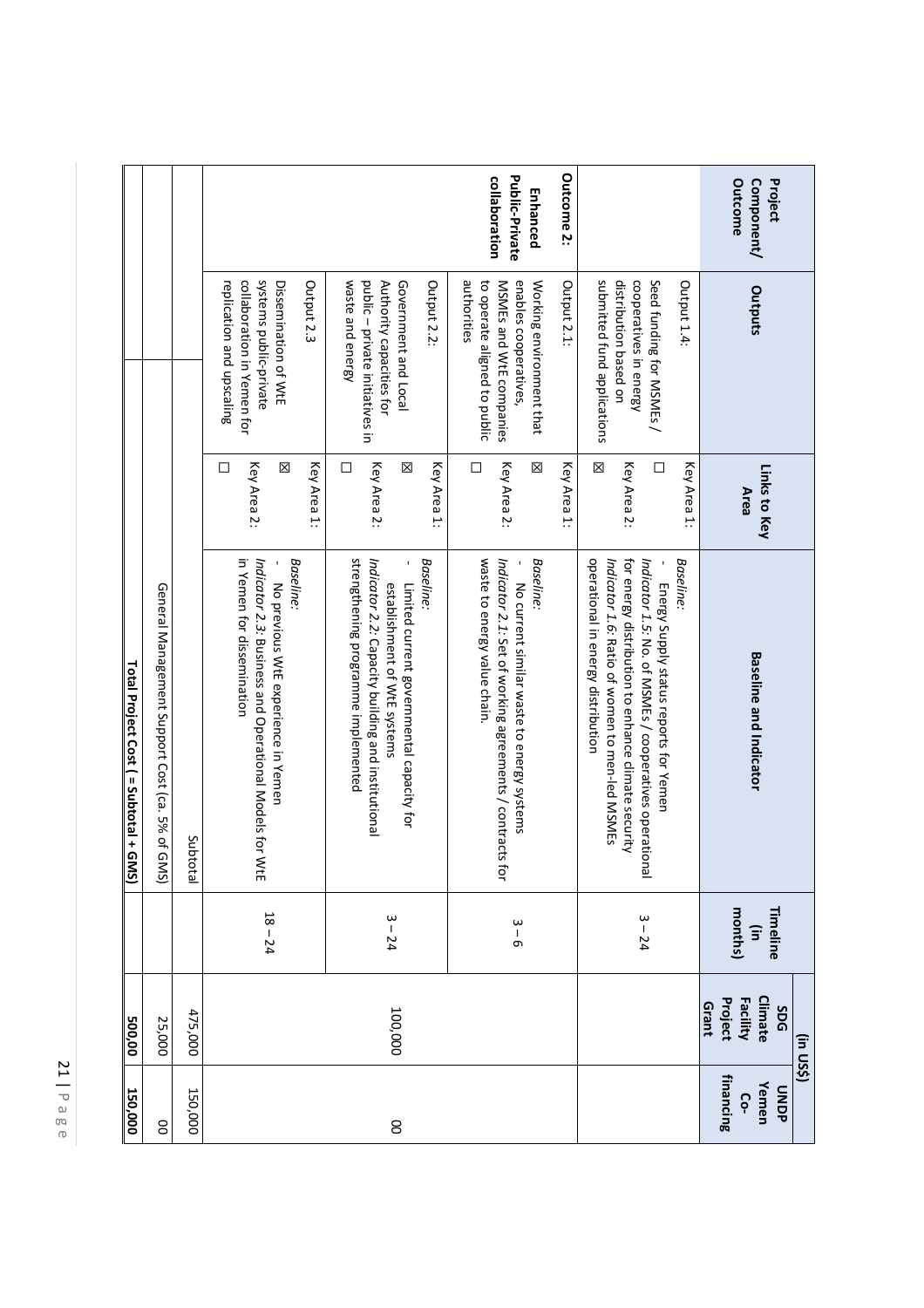| Project Component/ Outcome | Outputs | Links to Key Area | Baseline and Indicator | Timeline (in months) | (in US$) SDG Climate Facility Project Grant | UNDP Yemen Co-financing |
|---|---|---|---|---|---|---|
| | Output 1.4: Seed funding for MSMEs / cooperatives in energy distribution based on submitted fund applications | Key Area 1: ☐ Key Area 2: ☒ | *Baseline:* - Energy Supply status reports for Yemen *Indicator 1.5*: No. of MSMEs / cooperatives operational for energy distribution to enhance climate security *Indicator 1.6*: Ratio of women to men-led MSMEs operational in energy distribution | 3 – 24 | | |
| **Outcome 2: Enhanced Public-Private collaboration** | Output 2.1: Working environment that enables cooperatives, MSMEs and WtE companies to operate aligned to public authorities | Key Area 1: ☒ Key Area 2: ☐ | *Baseline:* - No current similar waste to energy systems *Indicator 2.1*: Set of working agreements / contracts for waste to energy value chain. | 3 – 6 | 100,000 | 00 |
| | Output 2.2: Government and Local Authority capacities for public – private initiatives in waste and energy | Key Area 1: ☒ Key Area 2: ☐ | *Baseline:* - Limited current governmental capacity for establishment of WtE systems *Indicator 2.2*: Capacity building and institutional strengthening programme implemented | 3 – 24 | | |
| | Output 2.3 Dissemination of WtE systems public-private collaboration in Yemen for replication and upscaling | Key Area 1: ☒ Key Area 2: ☐ | *Baseline:* - No previous WtE experience in Yemen *Indicator 2.3*: Business and Operational Models for WtE in Yemen for dissemination | 18 – 24 | | |
| | | | Subtotal | | 475,000 | 150,000 |
| | | | General Management Support Cost (ca. 5% of GMS) | | 25,000 | 00 |
| | | | **Total Project Cost ( = Subtotal + GMS)** | | **500,00** | **150,000** |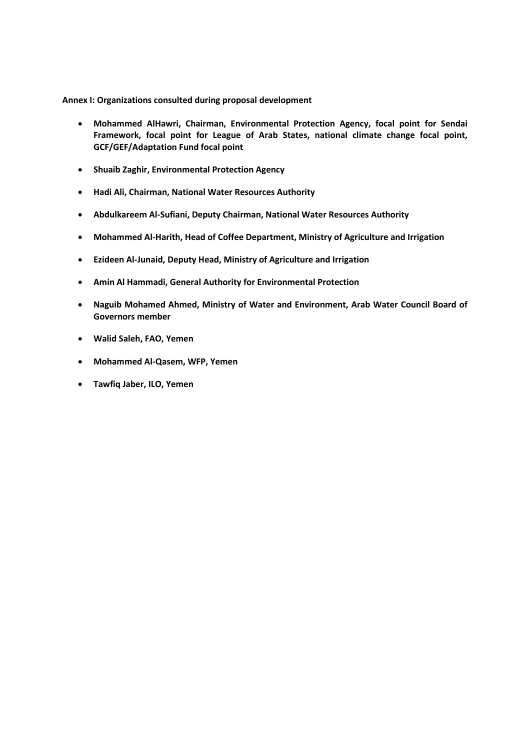**Annex I: Organizations consulted during proposal development**

- **Mohammed AlHawri, Chairman, Environmental Protection Agency, focal point for Sendai Framework, focal point for League of Arab States, national climate change focal point, GCF/GEF/Adaptation Fund focal point**
- **Shuaib Zaghir, Environmental Protection Agency**
- **Hadi Ali, Chairman, National Water Resources Authority**
- **Abdulkareem Al-Sufiani, Deputy Chairman, National Water Resources Authority**
- **Mohammed Al-Harith, Head of Coffee Department, Ministry of Agriculture and Irrigation**
- **Ezideen Al-Junaid, Deputy Head, Ministry of Agriculture and Irrigation**
- **Amin Al Hammadi, General Authority for Environmental Protection**
- **Naguib Mohamed Ahmed, Ministry of Water and Environment, Arab Water Council Board of Governors member**
- **Walid Saleh, FAO, Yemen**
- **Mohammed Al-Qasem, WFP, Yemen**
- **Tawfiq Jaber, ILO, Yemen**